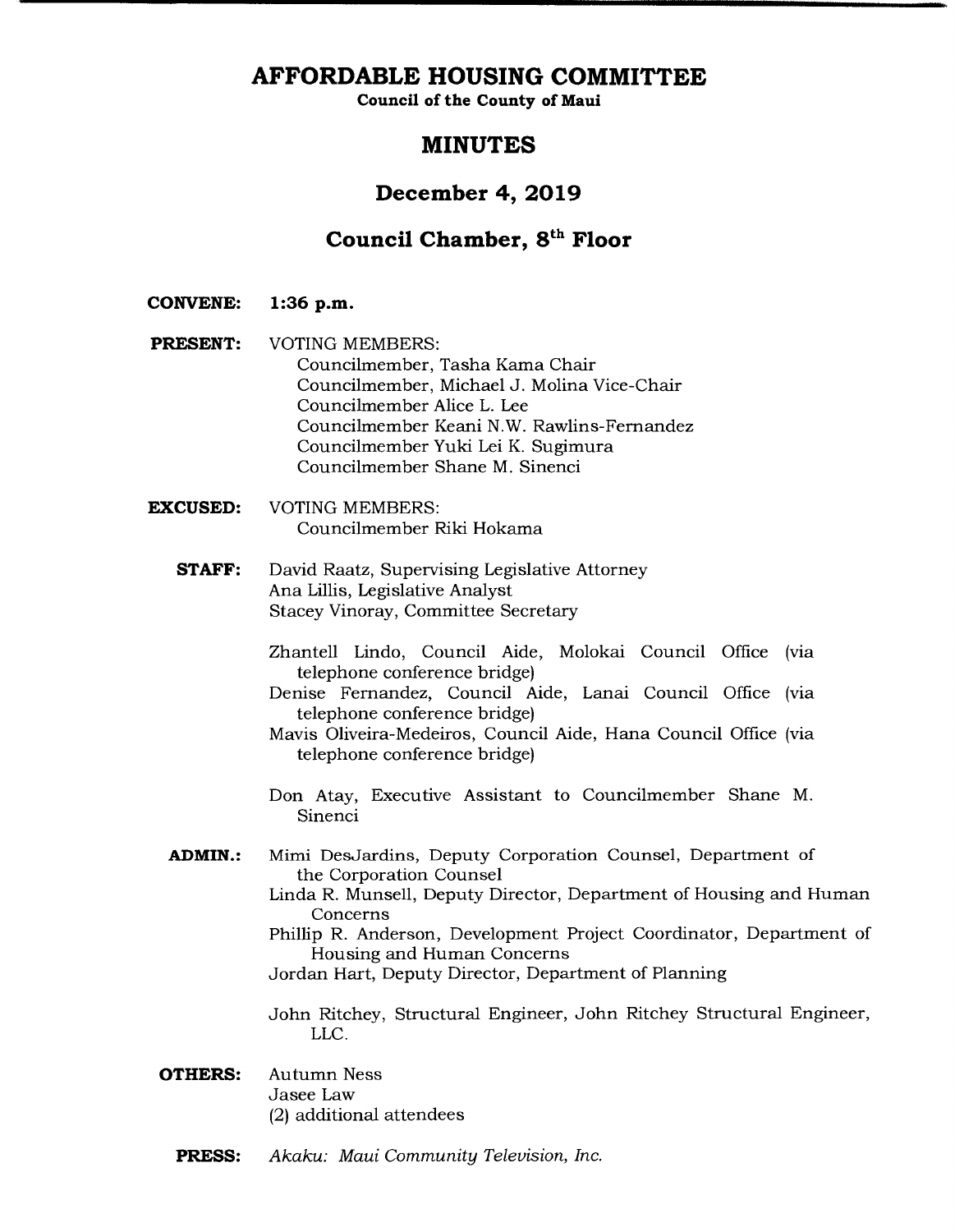# AFFORDABLE HOUSING COMMITTEE

**Council of the County of Maui**

## MINUTES

## December 4, 2019

## Council Chamber, 8th Floor

**CONVENE:** 1:36 p.m.

**PRESENT:** VOTING MEMBERS:
Councilmember, Tasha Kama Chair
Councilmember, Michael J. Molina Vice-Chair
Councilmember Alice L. Lee
Councilmember Keani N.W. Rawlins-Fernandez
Councilmember Yuki Lei K. Sugimura
Councilmember Shane M. Sinenci

**EXCUSED:** VOTING MEMBERS:
Councilmember Riki Hokama

**STAFF:** David Raatz, Supervising Legislative Attorney
Ana Lillis, Legislative Analyst
Stacey Vinoray, Committee Secretary

Zhantell Lindo, Council Aide, Molokai Council Office (via telephone conference bridge)
Denise Fernandez, Council Aide, Lanai Council Office (via telephone conference bridge)
Mavis Oliveira-Medeiros, Council Aide, Hana Council Office (via telephone conference bridge)

Don Atay, Executive Assistant to Councilmember Shane M. Sinenci

**ADMIN.:** Mimi DesJardins, Deputy Corporation Counsel, Department of the Corporation Counsel
Linda R. Munsell, Deputy Director, Department of Housing and Human Concerns
Phillip R. Anderson, Development Project Coordinator, Department of Housing and Human Concerns
Jordan Hart, Deputy Director, Department of Planning

John Ritchey, Structural Engineer, John Ritchey Structural Engineer, LLC.

**OTHERS:** Autumn Ness
Jasee Law
(2) additional attendees

**PRESS:** *Akaku: Maui Community Television, Inc.*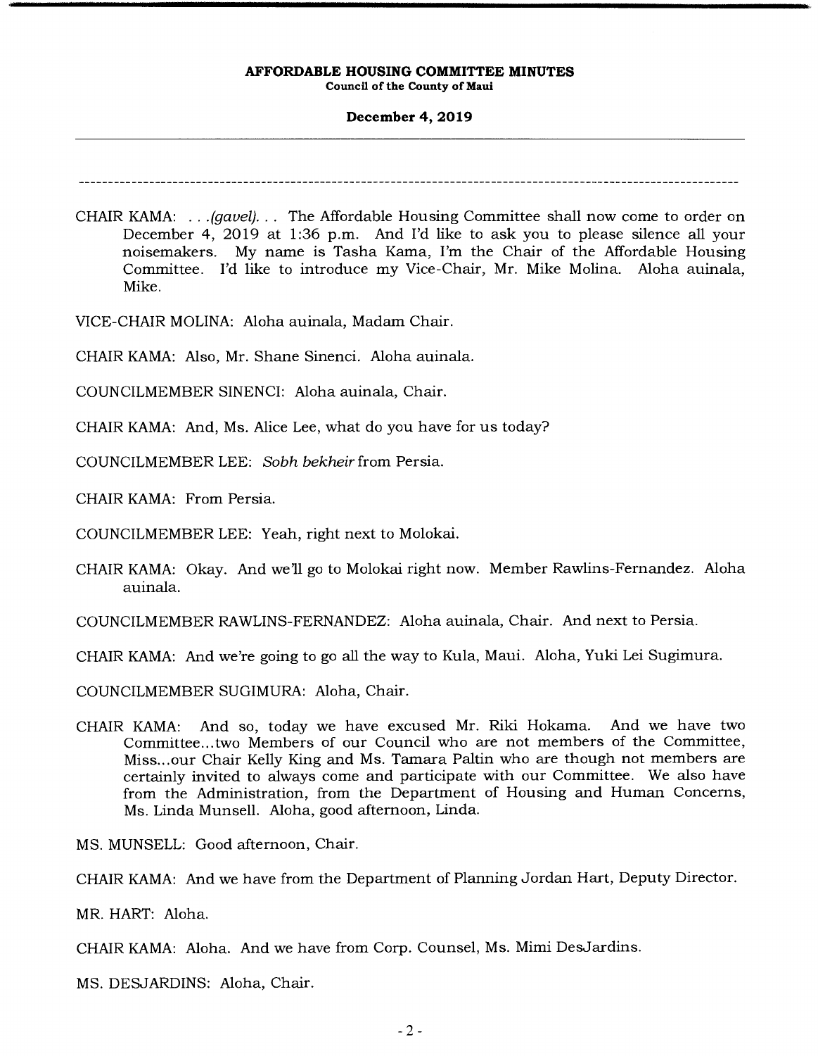---

CHAIR KAMA: . . .*(gavel)*. . . The Affordable Housing Committee shall now come to order on December 4, 2019 at 1:36 p.m. And I'd like to ask you to please silence all your noisemakers. My name is Tasha Kama, I'm the Chair of the Affordable Housing Committee. I'd like to introduce my Vice-Chair, Mr. Mike Molina. Aloha auinala, Mike.

VICE-CHAIR MOLINA: Aloha auinala, Madam Chair.

CHAIR KAMA: Also, Mr. Shane Sinenci. Aloha auinala.

COUNCILMEMBER SINENCI: Aloha auinala, Chair.

CHAIR KAMA: And, Ms. Alice Lee, what do you have for us today?

COUNCILMEMBER LEE: *Sobh bekheir* from Persia.

CHAIR KAMA: From Persia.

COUNCILMEMBER LEE: Yeah, right next to Molokai.

CHAIR KAMA: Okay. And we'll go to Molokai right now. Member Rawlins-Fernandez. Aloha auinala.

COUNCILMEMBER RAWLINS-FERNANDEZ: Aloha auinala, Chair. And next to Persia.

CHAIR KAMA: And we're going to go all the way to Kula, Maui. Aloha, Yuki Lei Sugimura.

COUNCILMEMBER SUGIMURA: Aloha, Chair.

CHAIR KAMA: And so, today we have excused Mr. Riki Hokama. And we have two Committee...two Members of our Council who are not members of the Committee, Miss...our Chair Kelly King and Ms. Tamara Paltin who are though not members are certainly invited to always come and participate with our Committee. We also have from the Administration, from the Department of Housing and Human Concerns, Ms. Linda Munsell. Aloha, good afternoon, Linda.

MS. MUNSELL: Good afternoon, Chair.

CHAIR KAMA: And we have from the Department of Planning Jordan Hart, Deputy Director.

MR. HART: Aloha.

CHAIR KAMA: Aloha. And we have from Corp. Counsel, Ms. Mimi DesJardins.

MS. DESJARDINS: Aloha, Chair.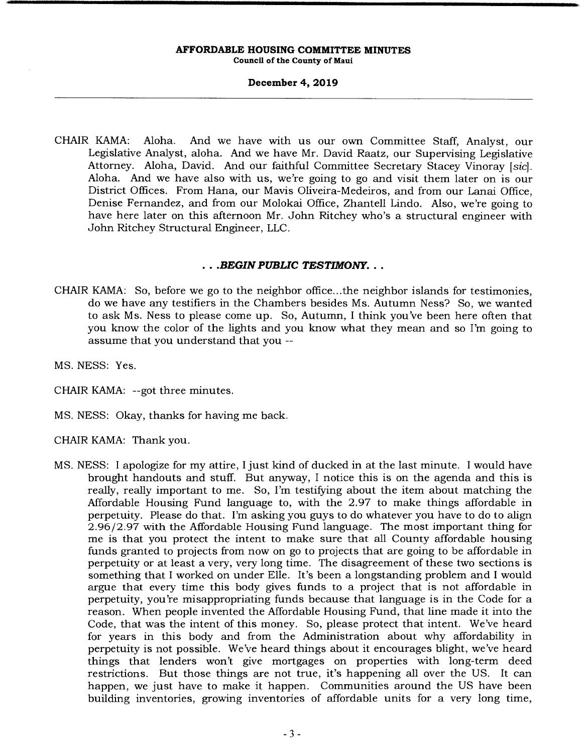CHAIR KAMA: Aloha. And we have with us our own Committee Staff, Analyst, our Legislative Analyst, aloha. And we have Mr. David Raatz, our Supervising Legislative Attorney. Aloha, David. And our faithful Committee Secretary Stacey Vinoray [*sic*]. Aloha. And we have also with us, we're going to go and visit them later on is our District Offices. From Hana, our Mavis Oliveira-Medeiros, and from our Lanai Office, Denise Fernandez, and from our Molokai Office, Zhantell Lindo. Also, we're going to have here later on this afternoon Mr. John Ritchey who's a structural engineer with John Ritchey Structural Engineer, LLC.

***. . .BEGIN PUBLIC TESTIMONY. . .***

CHAIR KAMA: So, before we go to the neighbor office...the neighbor islands for testimonies, do we have any testifiers in the Chambers besides Ms. Autumn Ness? So, we wanted to ask Ms. Ness to please come up. So, Autumn, I think you've been here often that you know the color of the lights and you know what they mean and so I'm going to assume that you understand that you --

MS. NESS: Yes.

CHAIR KAMA: --got three minutes.

MS. NESS: Okay, thanks for having me back.

CHAIR KAMA: Thank you.

MS. NESS: I apologize for my attire, I just kind of ducked in at the last minute. I would have brought handouts and stuff. But anyway, I notice this is on the agenda and this is really, really important to me. So, I'm testifying about the item about matching the Affordable Housing Fund language to, with the 2.97 to make things affordable in perpetuity. Please do that. I'm asking you guys to do whatever you have to do to align 2.96/2.97 with the Affordable Housing Fund language. The most important thing for me is that you protect the intent to make sure that all County affordable housing funds granted to projects from now on go to projects that are going to be affordable in perpetuity or at least a very, very long time. The disagreement of these two sections is something that I worked on under Elle. It's been a longstanding problem and I would argue that every time this body gives funds to a project that is not affordable in perpetuity, you're misappropriating funds because that language is in the Code for a reason. When people invented the Affordable Housing Fund, that line made it into the Code, that was the intent of this money. So, please protect that intent. We've heard for years in this body and from the Administration about why affordability in perpetuity is not possible. We've heard things about it encourages blight, we've heard things that lenders won't give mortgages on properties with long-term deed restrictions. But those things are not true, it's happening all over the US. It can happen, we just have to make it happen. Communities around the US have been building inventories, growing inventories of affordable units for a very long time,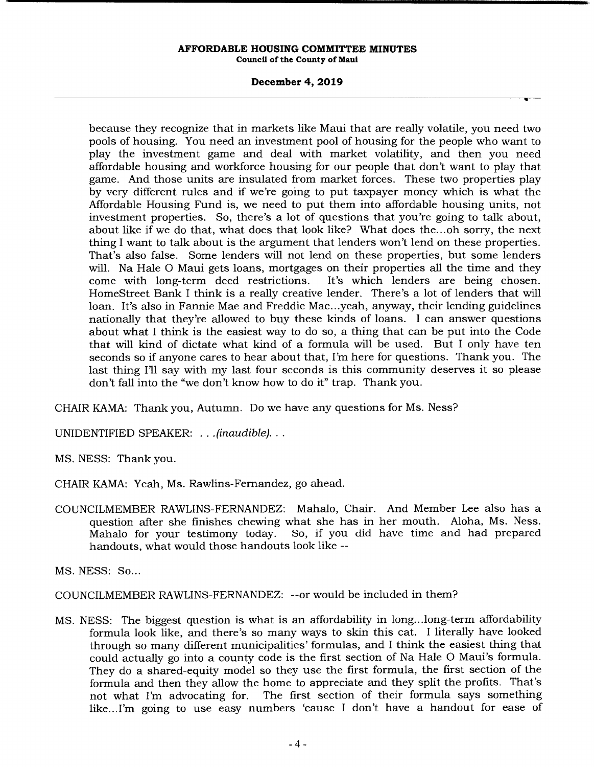because they recognize that in markets like Maui that are really volatile, you need two pools of housing. You need an investment pool of housing for the people who want to play the investment game and deal with market volatility, and then you need affordable housing and workforce housing for our people that don't want to play that game. And those units are insulated from market forces. These two properties play by very different rules and if we're going to put taxpayer money which is what the Affordable Housing Fund is, we need to put them into affordable housing units, not investment properties. So, there's a lot of questions that you're going to talk about, about like if we do that, what does that look like? What does the...oh sorry, the next thing I want to talk about is the argument that lenders won't lend on these properties. That's also false. Some lenders will not lend on these properties, but some lenders will. Na Hale O Maui gets loans, mortgages on their properties all the time and they come with long-term deed restrictions. It's which lenders are being chosen. HomeStreet Bank I think is a really creative lender. There's a lot of lenders that will loan. It's also in Fannie Mae and Freddie Mac...yeah, anyway, their lending guidelines nationally that they're allowed to buy these kinds of loans. I can answer questions about what I think is the easiest way to do so, a thing that can be put into the Code that will kind of dictate what kind of a formula will be used. But I only have ten seconds so if anyone cares to hear about that, I'm here for questions. Thank you. The last thing I'll say with my last four seconds is this community deserves it so please don't fall into the "we don't know how to do it" trap. Thank you.

CHAIR KAMA: Thank you, Autumn. Do we have any questions for Ms. Ness?

UNIDENTIFIED SPEAKER: *. . .(inaudible). . .*

MS. NESS: Thank you.

CHAIR KAMA: Yeah, Ms. Rawlins-Fernandez, go ahead.

COUNCILMEMBER RAWLINS-FERNANDEZ: Mahalo, Chair. And Member Lee also has a question after she finishes chewing what she has in her mouth. Aloha, Ms. Ness. Mahalo for your testimony today. So, if you did have time and had prepared handouts, what would those handouts look like --

MS. NESS: So...

COUNCILMEMBER RAWLINS-FERNANDEZ: --or would be included in them?

MS. NESS: The biggest question is what is an affordability in long...long-term affordability formula look like, and there's so many ways to skin this cat. I literally have looked through so many different municipalities' formulas, and I think the easiest thing that could actually go into a county code is the first section of Na Hale O Maui's formula. They do a shared-equity model so they use the first formula, the first section of the formula and then they allow the home to appreciate and they split the profits. That's not what I'm advocating for. The first section of their formula says something like...I'm going to use easy numbers 'cause I don't have a handout for ease of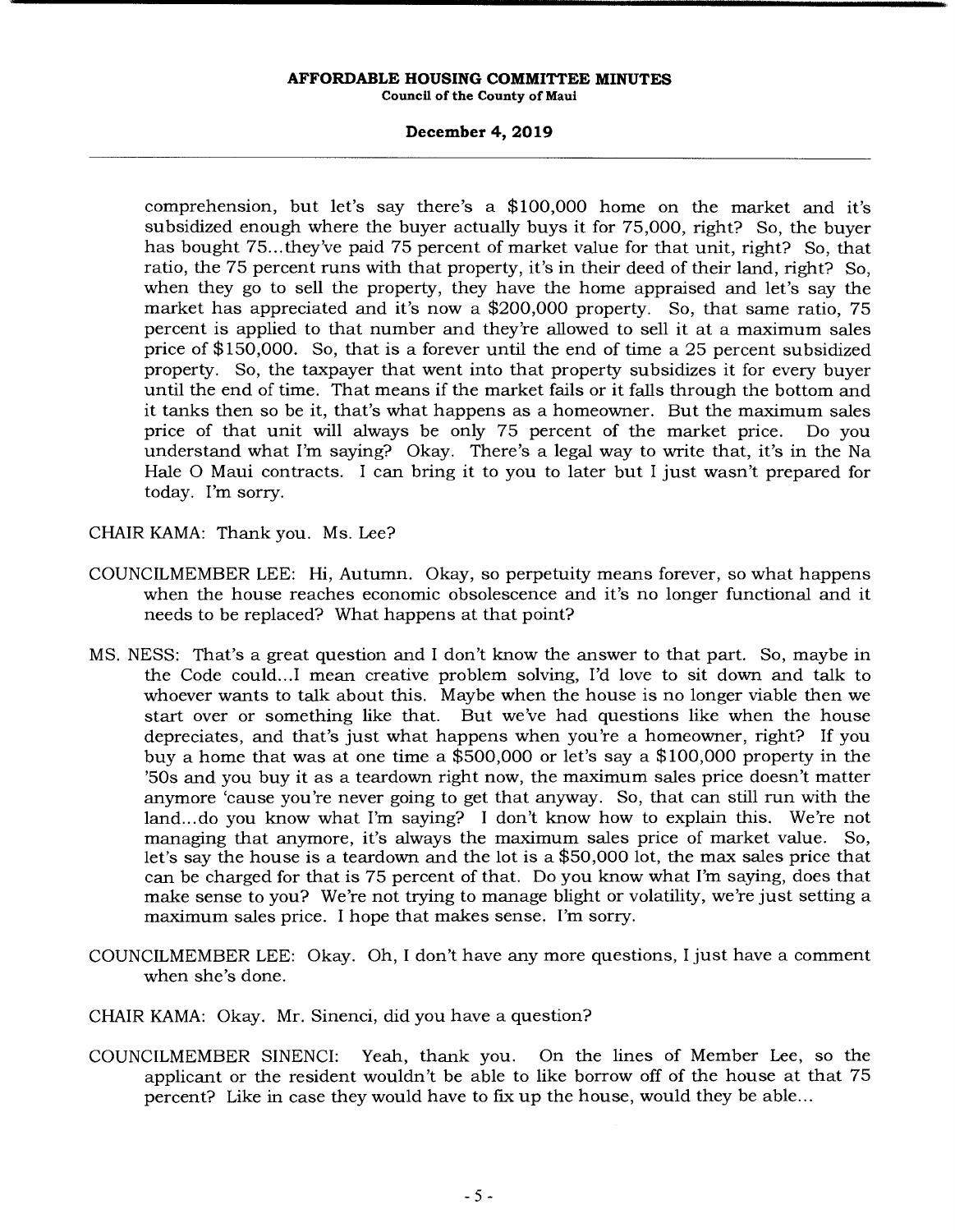comprehension, but let's say there's a $100,000 home on the market and it's subsidized enough where the buyer actually buys it for 75,000, right? So, the buyer has bought 75...they've paid 75 percent of market value for that unit, right? So, that ratio, the 75 percent runs with that property, it's in their deed of their land, right? So, when they go to sell the property, they have the home appraised and let's say the market has appreciated and it's now a $200,000 property. So, that same ratio, 75 percent is applied to that number and they're allowed to sell it at a maximum sales price of $150,000. So, that is a forever until the end of time a 25 percent subsidized property. So, the taxpayer that went into that property subsidizes it for every buyer until the end of time. That means if the market fails or it falls through the bottom and it tanks then so be it, that's what happens as a homeowner. But the maximum sales price of that unit will always be only 75 percent of the market price. Do you understand what I'm saying? Okay. There's a legal way to write that, it's in the Na Hale O Maui contracts. I can bring it to you to later but I just wasn't prepared for today. I'm sorry.

CHAIR KAMA: Thank you. Ms. Lee?

COUNCILMEMBER LEE: Hi, Autumn. Okay, so perpetuity means forever, so what happens when the house reaches economic obsolescence and it's no longer functional and it needs to be replaced? What happens at that point?

MS. NESS: That's a great question and I don't know the answer to that part. So, maybe in the Code could...I mean creative problem solving, I'd love to sit down and talk to whoever wants to talk about this. Maybe when the house is no longer viable then we start over or something like that. But we've had questions like when the house depreciates, and that's just what happens when you're a homeowner, right? If you buy a home that was at one time a $500,000 or let's say a $100,000 property in the '50s and you buy it as a teardown right now, the maximum sales price doesn't matter anymore 'cause you're never going to get that anyway. So, that can still run with the land...do you know what I'm saying? I don't know how to explain this. We're not managing that anymore, it's always the maximum sales price of market value. So, let's say the house is a teardown and the lot is a $50,000 lot, the max sales price that can be charged for that is 75 percent of that. Do you know what I'm saying, does that make sense to you? We're not trying to manage blight or volatility, we're just setting a maximum sales price. I hope that makes sense. I'm sorry.

COUNCILMEMBER LEE: Okay. Oh, I don't have any more questions, I just have a comment when she's done.

CHAIR KAMA: Okay. Mr. Sinenci, did you have a question?

COUNCILMEMBER SINENCI: Yeah, thank you. On the lines of Member Lee, so the applicant or the resident wouldn't be able to like borrow off of the house at that 75 percent? Like in case they would have to fix up the house, would they be able...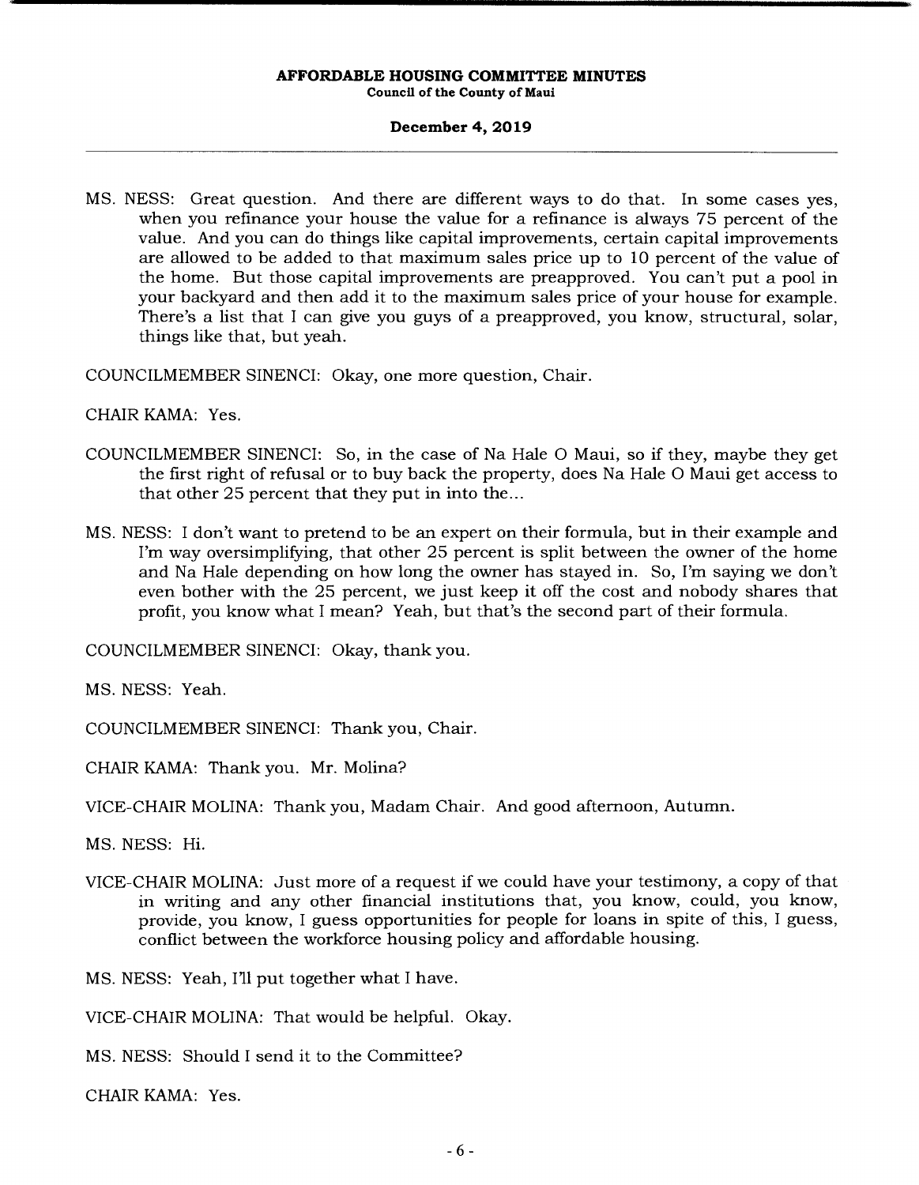MS. NESS: Great question. And there are different ways to do that. In some cases yes, when you refinance your house the value for a refinance is always 75 percent of the value. And you can do things like capital improvements, certain capital improvements are allowed to be added to that maximum sales price up to 10 percent of the value of the home. But those capital improvements are preapproved. You can't put a pool in your backyard and then add it to the maximum sales price of your house for example. There's a list that I can give you guys of a preapproved, you know, structural, solar, things like that, but yeah.

COUNCILMEMBER SINENCI: Okay, one more question, Chair.

CHAIR KAMA: Yes.

COUNCILMEMBER SINENCI: So, in the case of Na Hale O Maui, so if they, maybe they get the first right of refusal or to buy back the property, does Na Hale O Maui get access to that other 25 percent that they put in into the...

MS. NESS: I don't want to pretend to be an expert on their formula, but in their example and I'm way oversimplifying, that other 25 percent is split between the owner of the home and Na Hale depending on how long the owner has stayed in. So, I'm saying we don't even bother with the 25 percent, we just keep it off the cost and nobody shares that profit, you know what I mean? Yeah, but that's the second part of their formula.

COUNCILMEMBER SINENCI: Okay, thank you.

MS. NESS: Yeah.

COUNCILMEMBER SINENCI: Thank you, Chair.

CHAIR KAMA: Thank you. Mr. Molina?

VICE-CHAIR MOLINA: Thank you, Madam Chair. And good afternoon, Autumn.

MS. NESS: Hi.

VICE-CHAIR MOLINA: Just more of a request if we could have your testimony, a copy of that in writing and any other financial institutions that, you know, could, you know, provide, you know, I guess opportunities for people for loans in spite of this, I guess, conflict between the workforce housing policy and affordable housing.

MS. NESS: Yeah, I'll put together what I have.

VICE-CHAIR MOLINA: That would be helpful. Okay.

MS. NESS: Should I send it to the Committee?

CHAIR KAMA: Yes.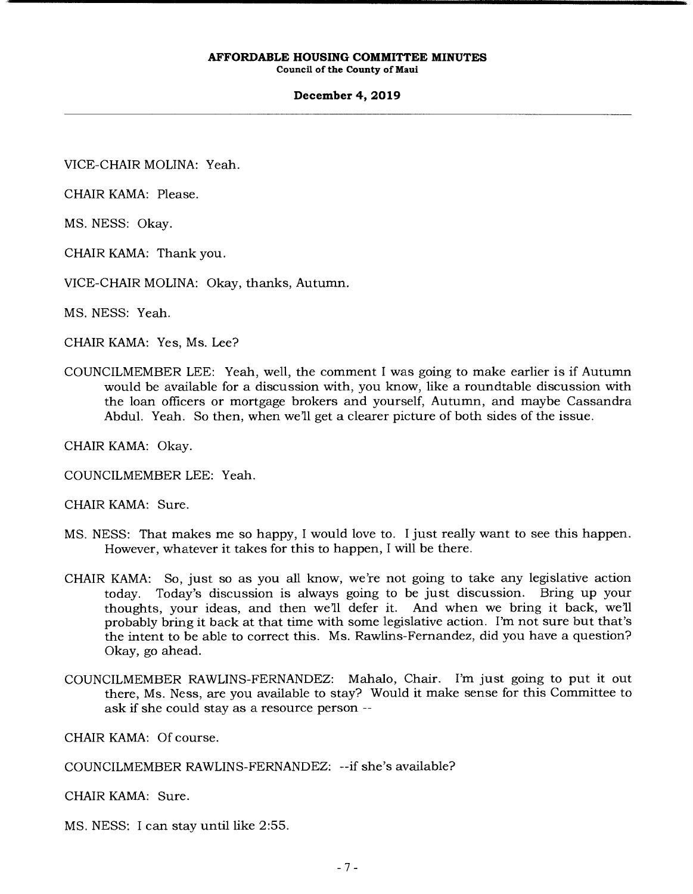VICE-CHAIR MOLINA: Yeah.

CHAIR KAMA: Please.

MS. NESS: Okay.

CHAIR KAMA: Thank you.

VICE-CHAIR MOLINA: Okay, thanks, Autumn.

MS. NESS: Yeah.

CHAIR KAMA: Yes, Ms. Lee?

COUNCILMEMBER LEE: Yeah, well, the comment I was going to make earlier is if Autumn would be available for a discussion with, you know, like a roundtable discussion with the loan officers or mortgage brokers and yourself, Autumn, and maybe Cassandra Abdul. Yeah. So then, when we'll get a clearer picture of both sides of the issue.

CHAIR KAMA: Okay.

COUNCILMEMBER LEE: Yeah.

CHAIR KAMA: Sure.

MS. NESS: That makes me so happy, I would love to. I just really want to see this happen. However, whatever it takes for this to happen, I will be there.

CHAIR KAMA: So, just so as you all know, we're not going to take any legislative action today. Today's discussion is always going to be just discussion. Bring up your thoughts, your ideas, and then we'll defer it. And when we bring it back, we'll probably bring it back at that time with some legislative action. I'm not sure but that's the intent to be able to correct this. Ms. Rawlins-Fernandez, did you have a question? Okay, go ahead.

COUNCILMEMBER RAWLINS-FERNANDEZ: Mahalo, Chair. I'm just going to put it out there, Ms. Ness, are you available to stay? Would it make sense for this Committee to ask if she could stay as a resource person --

CHAIR KAMA: Of course.

COUNCILMEMBER RAWLINS-FERNANDEZ: --if she's available?

CHAIR KAMA: Sure.

MS. NESS: I can stay until like 2:55.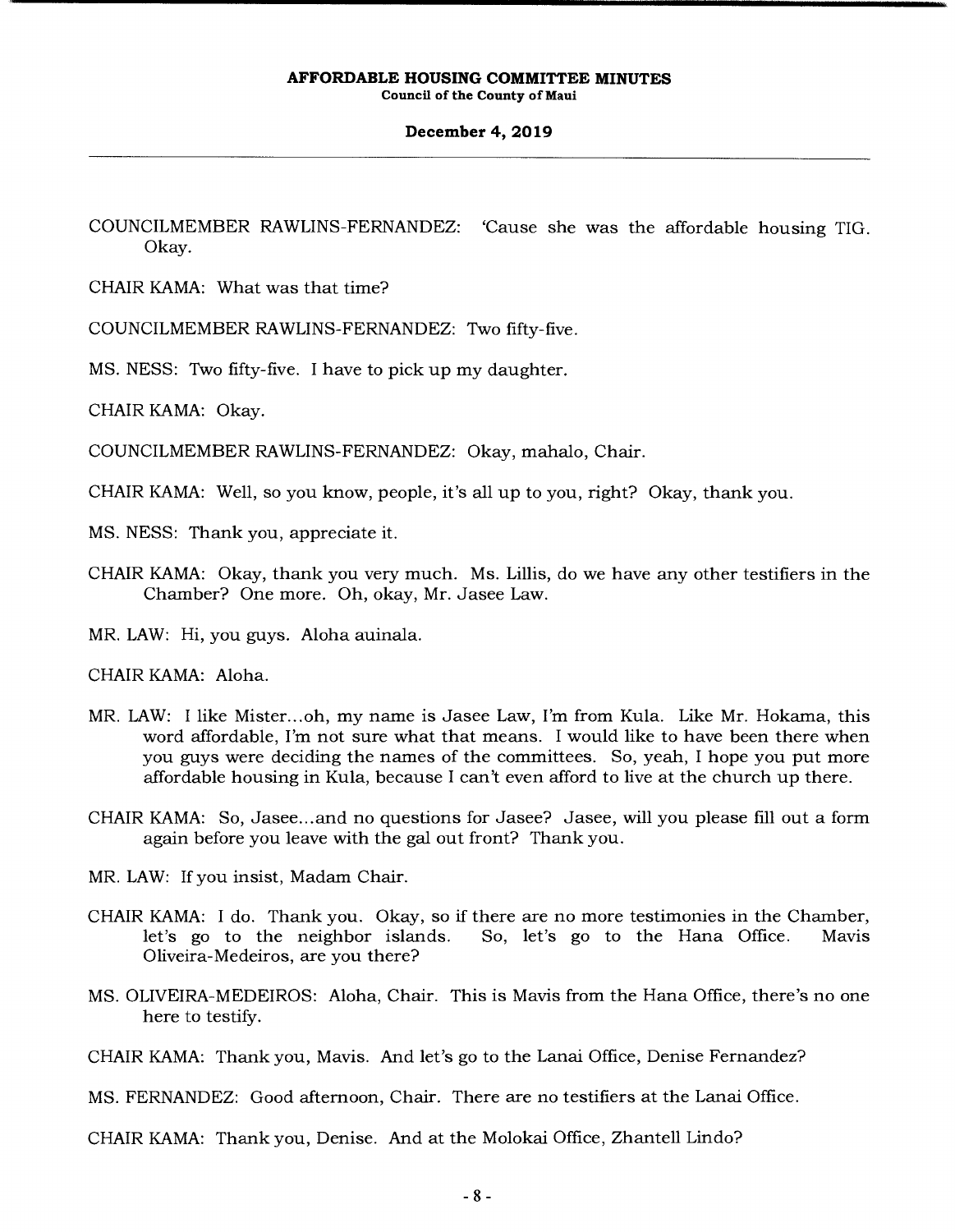COUNCILMEMBER RAWLINS-FERNANDEZ: 'Cause she was the affordable housing TIG. Okay.

CHAIR KAMA: What was that time?

COUNCILMEMBER RAWLINS-FERNANDEZ: Two fifty-five.

MS. NESS: Two fifty-five. I have to pick up my daughter.

CHAIR KAMA: Okay.

COUNCILMEMBER RAWLINS-FERNANDEZ: Okay, mahalo, Chair.

CHAIR KAMA: Well, so you know, people, it's all up to you, right? Okay, thank you.

MS. NESS: Thank you, appreciate it.

CHAIR KAMA: Okay, thank you very much. Ms. Lillis, do we have any other testifiers in the Chamber? One more. Oh, okay, Mr. Jasee Law.

MR. LAW: Hi, you guys. Aloha auinala.

CHAIR KAMA: Aloha.

MR. LAW: I like Mister...oh, my name is Jasee Law, I'm from Kula. Like Mr. Hokama, this word affordable, I'm not sure what that means. I would like to have been there when you guys were deciding the names of the committees. So, yeah, I hope you put more affordable housing in Kula, because I can't even afford to live at the church up there.

CHAIR KAMA: So, Jasee...and no questions for Jasee? Jasee, will you please fill out a form again before you leave with the gal out front? Thank you.

MR. LAW: If you insist, Madam Chair.

CHAIR KAMA: I do. Thank you. Okay, so if there are no more testimonies in the Chamber, let's go to the neighbor islands. So, let's go to the Hana Office. Mavis Oliveira-Medeiros, are you there?

MS. OLIVEIRA-MEDEIROS: Aloha, Chair. This is Mavis from the Hana Office, there's no one here to testify.

CHAIR KAMA: Thank you, Mavis. And let's go to the Lanai Office, Denise Fernandez?

MS. FERNANDEZ: Good afternoon, Chair. There are no testifiers at the Lanai Office.

CHAIR KAMA: Thank you, Denise. And at the Molokai Office, Zhantell Lindo?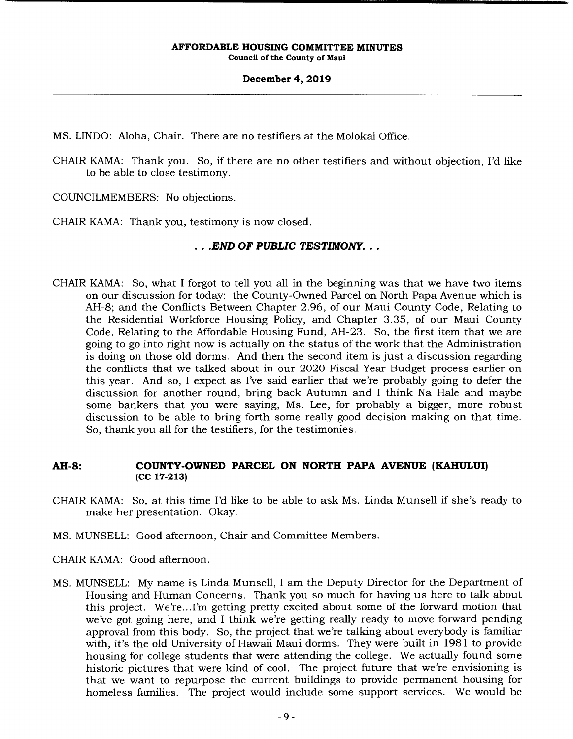MS. LINDO: Aloha, Chair. There are no testifiers at the Molokai Office.

CHAIR KAMA: Thank you. So, if there are no other testifiers and without objection, I'd like to be able to close testimony.

COUNCILMEMBERS: No objections.

CHAIR KAMA: Thank you, testimony is now closed.

*. . .END OF PUBLIC TESTIMONY. . .*

CHAIR KAMA: So, what I forgot to tell you all in the beginning was that we have two items on our discussion for today: the County-Owned Parcel on North Papa Avenue which is AH-8; and the Conflicts Between Chapter 2.96, of our Maui County Code, Relating to the Residential Workforce Housing Policy, and Chapter 3.35, of our Maui County Code, Relating to the Affordable Housing Fund, AH-23. So, the first item that we are going to go into right now is actually on the status of the work that the Administration is doing on those old dorms. And then the second item is just a discussion regarding the conflicts that we talked about in our 2020 Fiscal Year Budget process earlier on this year. And so, I expect as I've said earlier that we're probably going to defer the discussion for another round, bring back Autumn and I think Na Hale and maybe some bankers that you were saying, Ms. Lee, for probably a bigger, more robust discussion to be able to bring forth some really good decision making on that time. So, thank you all for the testifiers, for the testimonies.

## AH-8: COUNTY-OWNED PARCEL ON NORTH PAPA AVENUE (KAHULUI) (CC 17-213)

CHAIR KAMA: So, at this time I'd like to be able to ask Ms. Linda Munsell if she's ready to make her presentation. Okay.

MS. MUNSELL: Good afternoon, Chair and Committee Members.

CHAIR KAMA: Good afternoon.

MS. MUNSELL: My name is Linda Munsell, I am the Deputy Director for the Department of Housing and Human Concerns. Thank you so much for having us here to talk about this project. We're...I'm getting pretty excited about some of the forward motion that we've got going here, and I think we're getting really ready to move forward pending approval from this body. So, the project that we're talking about everybody is familiar with, it's the old University of Hawaii Maui dorms. They were built in 1981 to provide housing for college students that were attending the college. We actually found some historic pictures that were kind of cool. The project future that we're envisioning is that we want to repurpose the current buildings to provide permanent housing for homeless families. The project would include some support services. We would be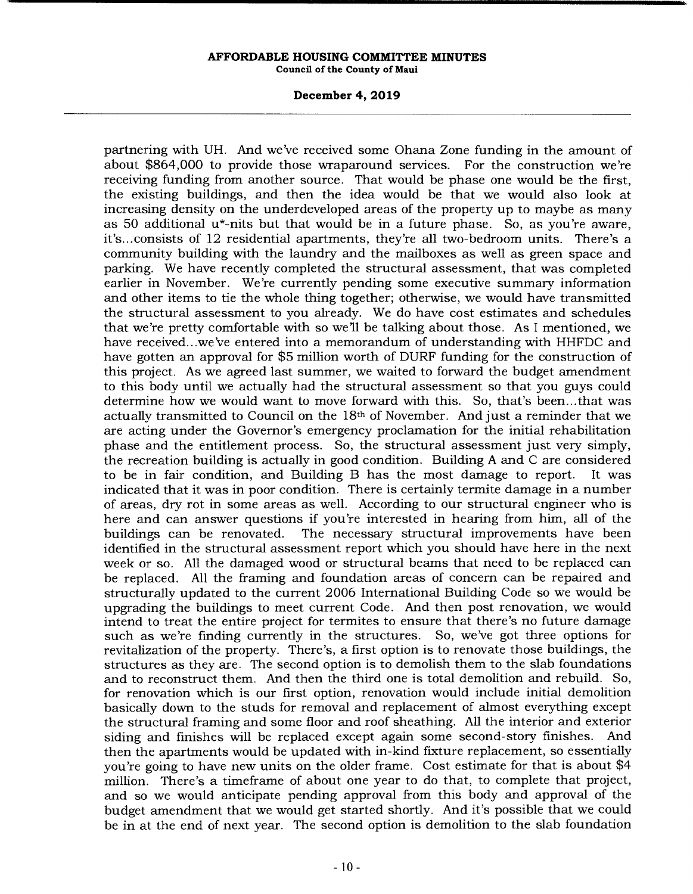partnering with UH. And we've received some Ohana Zone funding in the amount of about $864,000 to provide those wraparound services. For the construction we're receiving funding from another source. That would be phase one would be the first, the existing buildings, and then the idea would be that we would also look at increasing density on the underdeveloped areas of the property up to maybe as many as 50 additional u*-nits but that would be in a future phase. So, as you're aware, it's...consists of 12 residential apartments, they're all two-bedroom units. There's a community building with the laundry and the mailboxes as well as green space and parking. We have recently completed the structural assessment, that was completed earlier in November. We're currently pending some executive summary information and other items to tie the whole thing together; otherwise, we would have transmitted the structural assessment to you already. We do have cost estimates and schedules that we're pretty comfortable with so we'll be talking about those. As I mentioned, we have received...we've entered into a memorandum of understanding with HHFDC and have gotten an approval for $5 million worth of DURF funding for the construction of this project. As we agreed last summer, we waited to forward the budget amendment to this body until we actually had the structural assessment so that you guys could determine how we would want to move forward with this. So, that's been...that was actually transmitted to Council on the 18th of November. And just a reminder that we are acting under the Governor's emergency proclamation for the initial rehabilitation phase and the entitlement process. So, the structural assessment just very simply, the recreation building is actually in good condition. Building A and C are considered to be in fair condition, and Building B has the most damage to report. It was indicated that it was in poor condition. There is certainly termite damage in a number of areas, dry rot in some areas as well. According to our structural engineer who is here and can answer questions if you're interested in hearing from him, all of the buildings can be renovated. The necessary structural improvements have been identified in the structural assessment report which you should have here in the next week or so. All the damaged wood or structural beams that need to be replaced can be replaced. All the framing and foundation areas of concern can be repaired and structurally updated to the current 2006 International Building Code so we would be upgrading the buildings to meet current Code. And then post renovation, we would intend to treat the entire project for termites to ensure that there's no future damage such as we're finding currently in the structures. So, we've got three options for revitalization of the property. There's, a first option is to renovate those buildings, the structures as they are. The second option is to demolish them to the slab foundations and to reconstruct them. And then the third one is total demolition and rebuild. So, for renovation which is our first option, renovation would include initial demolition basically down to the studs for removal and replacement of almost everything except the structural framing and some floor and roof sheathing. All the interior and exterior siding and finishes will be replaced except again some second-story finishes. And then the apartments would be updated with in-kind fixture replacement, so essentially you're going to have new units on the older frame. Cost estimate for that is about $4 million. There's a timeframe of about one year to do that, to complete that project, and so we would anticipate pending approval from this body and approval of the budget amendment that we would get started shortly. And it's possible that we could be in at the end of next year. The second option is demolition to the slab foundation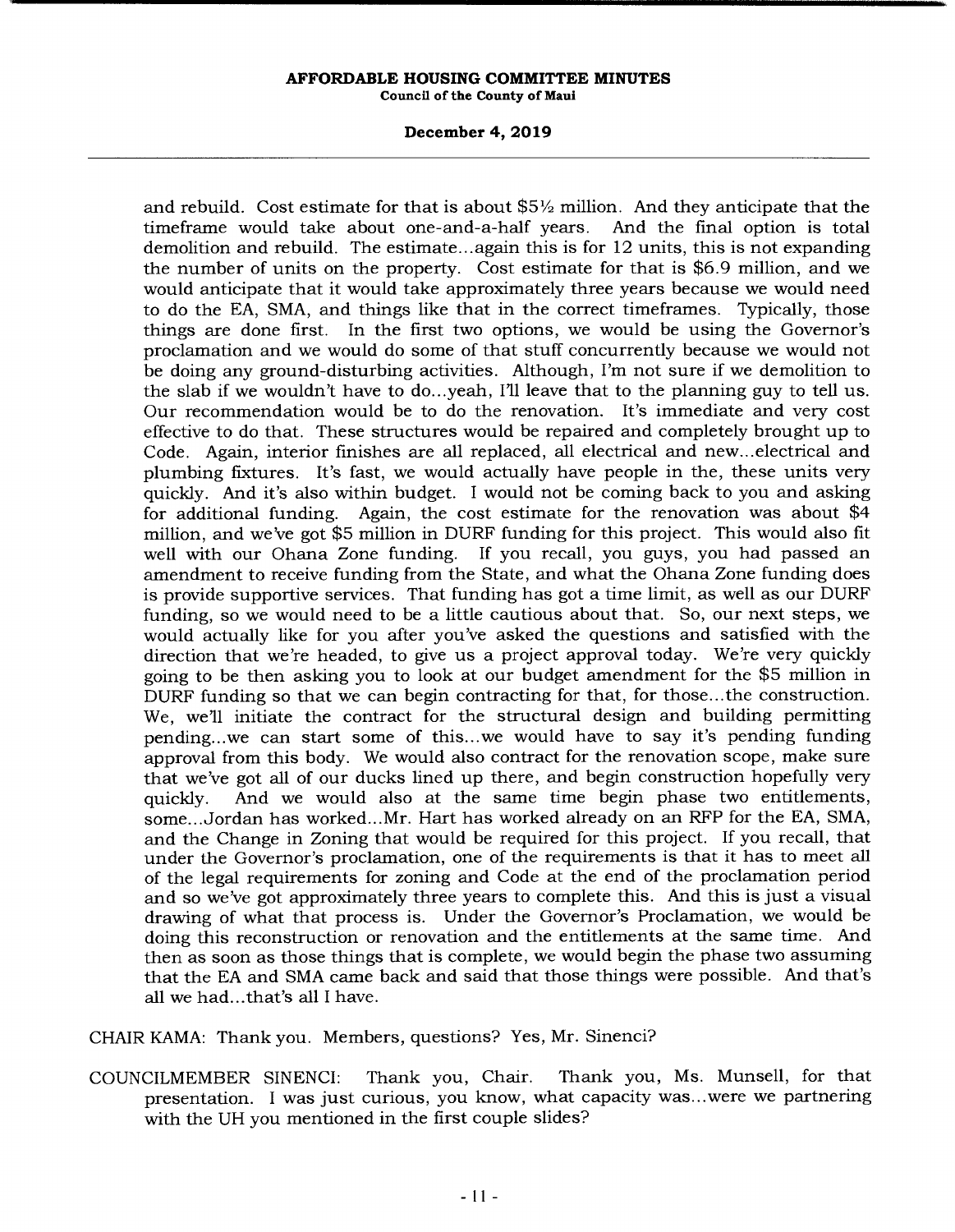and rebuild. Cost estimate for that is about $5½ million. And they anticipate that the timeframe would take about one-and-a-half years. And the final option is total demolition and rebuild. The estimate...again this is for 12 units, this is not expanding the number of units on the property. Cost estimate for that is $6.9 million, and we would anticipate that it would take approximately three years because we would need to do the EA, SMA, and things like that in the correct timeframes. Typically, those things are done first. In the first two options, we would be using the Governor's proclamation and we would do some of that stuff concurrently because we would not be doing any ground-disturbing activities. Although, I'm not sure if we demolition to the slab if we wouldn't have to do...yeah, I'll leave that to the planning guy to tell us. Our recommendation would be to do the renovation. It's immediate and very cost effective to do that. These structures would be repaired and completely brought up to Code. Again, interior finishes are all replaced, all electrical and new...electrical and plumbing fixtures. It's fast, we would actually have people in the, these units very quickly. And it's also within budget. I would not be coming back to you and asking for additional funding. Again, the cost estimate for the renovation was about $4 million, and we've got $5 million in DURF funding for this project. This would also fit well with our Ohana Zone funding. If you recall, you guys, you had passed an amendment to receive funding from the State, and what the Ohana Zone funding does is provide supportive services. That funding has got a time limit, as well as our DURF funding, so we would need to be a little cautious about that. So, our next steps, we would actually like for you after you've asked the questions and satisfied with the direction that we're headed, to give us a project approval today. We're very quickly going to be then asking you to look at our budget amendment for the $5 million in DURF funding so that we can begin contracting for that, for those...the construction. We, we'll initiate the contract for the structural design and building permitting pending...we can start some of this...we would have to say it's pending funding approval from this body. We would also contract for the renovation scope, make sure that we've got all of our ducks lined up there, and begin construction hopefully very quickly. And we would also at the same time begin phase two entitlements, some...Jordan has worked...Mr. Hart has worked already on an RFP for the EA, SMA, and the Change in Zoning that would be required for this project. If you recall, that under the Governor's proclamation, one of the requirements is that it has to meet all of the legal requirements for zoning and Code at the end of the proclamation period and so we've got approximately three years to complete this. And this is just a visual drawing of what that process is. Under the Governor's Proclamation, we would be doing this reconstruction or renovation and the entitlements at the same time. And then as soon as those things that is complete, we would begin the phase two assuming that the EA and SMA came back and said that those things were possible. And that's all we had...that's all I have.

CHAIR KAMA: Thank you. Members, questions? Yes, Mr. Sinenci?

COUNCILMEMBER SINENCI: Thank you, Chair. Thank you, Ms. Munsell, for that presentation. I was just curious, you know, what capacity was...were we partnering with the UH you mentioned in the first couple slides?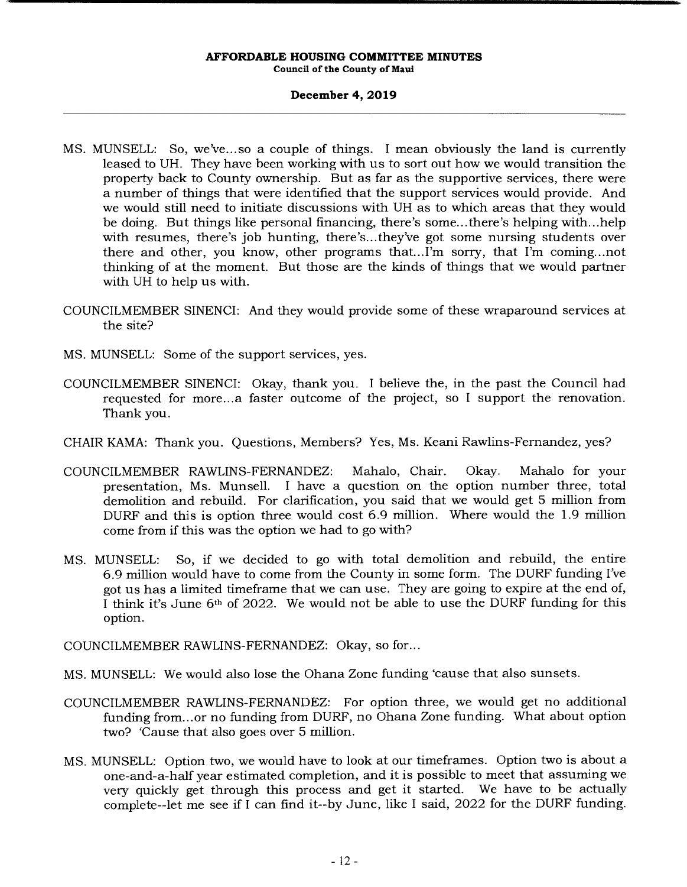MS. MUNSELL: So, we've...so a couple of things. I mean obviously the land is currently leased to UH. They have been working with us to sort out how we would transition the property back to County ownership. But as far as the supportive services, there were a number of things that were identified that the support services would provide. And we would still need to initiate discussions with UH as to which areas that they would be doing. But things like personal financing, there's some...there's helping with...help with resumes, there's job hunting, there's...they've got some nursing students over there and other, you know, other programs that...I'm sorry, that I'm coming...not thinking of at the moment. But those are the kinds of things that we would partner with UH to help us with.

COUNCILMEMBER SINENCI: And they would provide some of these wraparound services at the site?

MS. MUNSELL: Some of the support services, yes.

COUNCILMEMBER SINENCI: Okay, thank you. I believe the, in the past the Council had requested for more...a faster outcome of the project, so I support the renovation. Thank you.

CHAIR KAMA: Thank you. Questions, Members? Yes, Ms. Keani Rawlins-Fernandez, yes?

COUNCILMEMBER RAWLINS-FERNANDEZ: Mahalo, Chair. Okay. Mahalo for your presentation, Ms. Munsell. I have a question on the option number three, total demolition and rebuild. For clarification, you said that we would get 5 million from DURF and this is option three would cost 6.9 million. Where would the 1.9 million come from if this was the option we had to go with?

MS. MUNSELL: So, if we decided to go with total demolition and rebuild, the entire 6.9 million would have to come from the County in some form. The DURF funding I've got us has a limited timeframe that we can use. They are going to expire at the end of, I think it's June 6th of 2022. We would not be able to use the DURF funding for this option.

COUNCILMEMBER RAWLINS-FERNANDEZ: Okay, so for...

MS. MUNSELL: We would also lose the Ohana Zone funding 'cause that also sunsets.

COUNCILMEMBER RAWLINS-FERNANDEZ: For option three, we would get no additional funding from...or no funding from DURF, no Ohana Zone funding. What about option two? 'Cause that also goes over 5 million.

MS. MUNSELL: Option two, we would have to look at our timeframes. Option two is about a one-and-a-half year estimated completion, and it is possible to meet that assuming we very quickly get through this process and get it started. We have to be actually complete--let me see if I can find it--by June, like I said, 2022 for the DURF funding.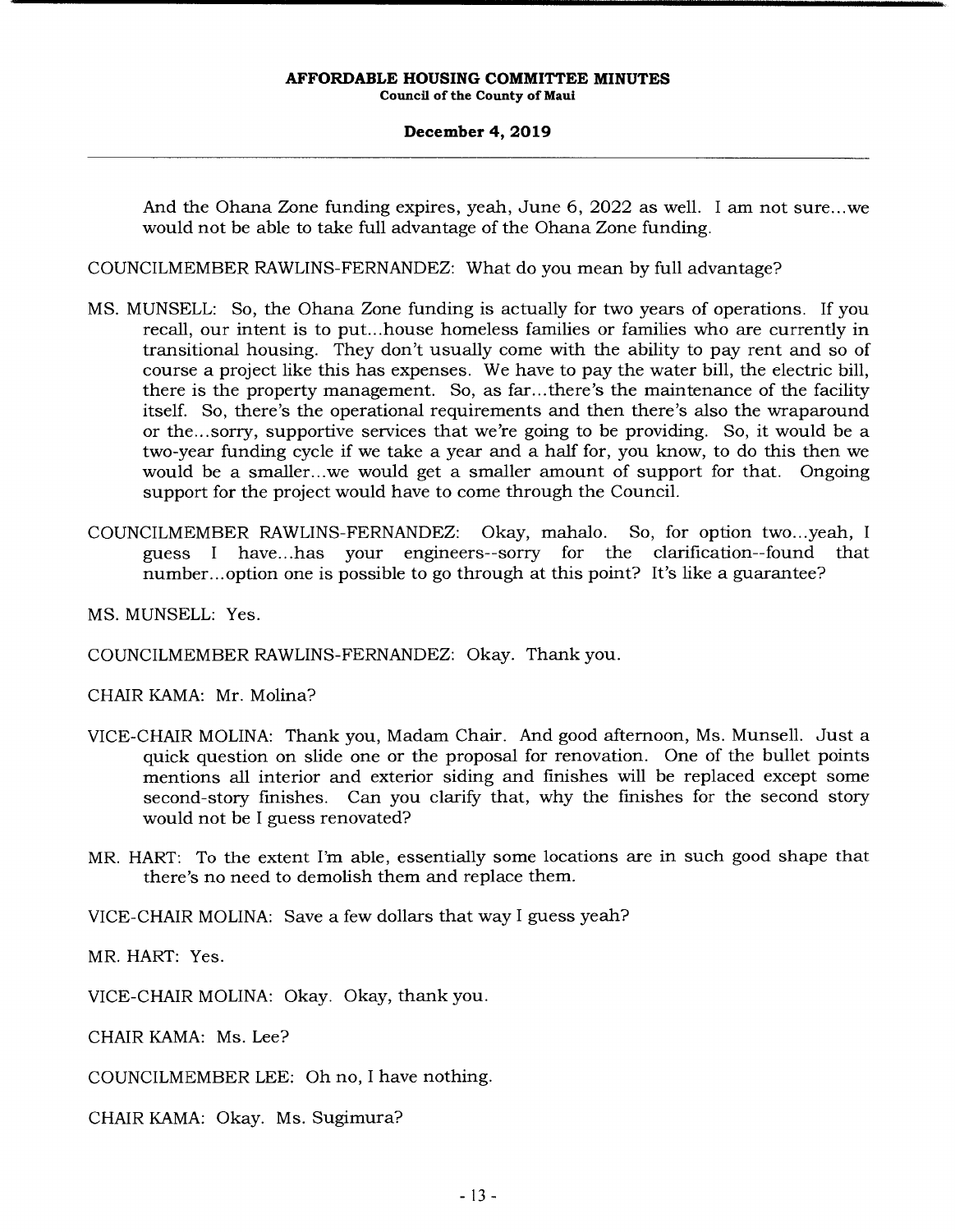And the Ohana Zone funding expires, yeah, June 6, 2022 as well. I am not sure...we would not be able to take full advantage of the Ohana Zone funding.

COUNCILMEMBER RAWLINS-FERNANDEZ: What do you mean by full advantage?

MS. MUNSELL: So, the Ohana Zone funding is actually for two years of operations. If you recall, our intent is to put...house homeless families or families who are currently in transitional housing. They don't usually come with the ability to pay rent and so of course a project like this has expenses. We have to pay the water bill, the electric bill, there is the property management. So, as far...there's the maintenance of the facility itself. So, there's the operational requirements and then there's also the wraparound or the...sorry, supportive services that we're going to be providing. So, it would be a two-year funding cycle if we take a year and a half for, you know, to do this then we would be a smaller...we would get a smaller amount of support for that. Ongoing support for the project would have to come through the Council.

COUNCILMEMBER RAWLINS-FERNANDEZ: Okay, mahalo. So, for option two...yeah, I guess I have...has your engineers--sorry for the clarification--found that number...option one is possible to go through at this point? It's like a guarantee?

MS. MUNSELL: Yes.

COUNCILMEMBER RAWLINS-FERNANDEZ: Okay. Thank you.

CHAIR KAMA: Mr. Molina?

VICE-CHAIR MOLINA: Thank you, Madam Chair. And good afternoon, Ms. Munsell. Just a quick question on slide one or the proposal for renovation. One of the bullet points mentions all interior and exterior siding and finishes will be replaced except some second-story finishes. Can you clarify that, why the finishes for the second story would not be I guess renovated?

MR. HART: To the extent I'm able, essentially some locations are in such good shape that there's no need to demolish them and replace them.

VICE-CHAIR MOLINA: Save a few dollars that way I guess yeah?

MR. HART: Yes.

VICE-CHAIR MOLINA: Okay. Okay, thank you.

CHAIR KAMA: Ms. Lee?

COUNCILMEMBER LEE: Oh no, I have nothing.

CHAIR KAMA: Okay. Ms. Sugimura?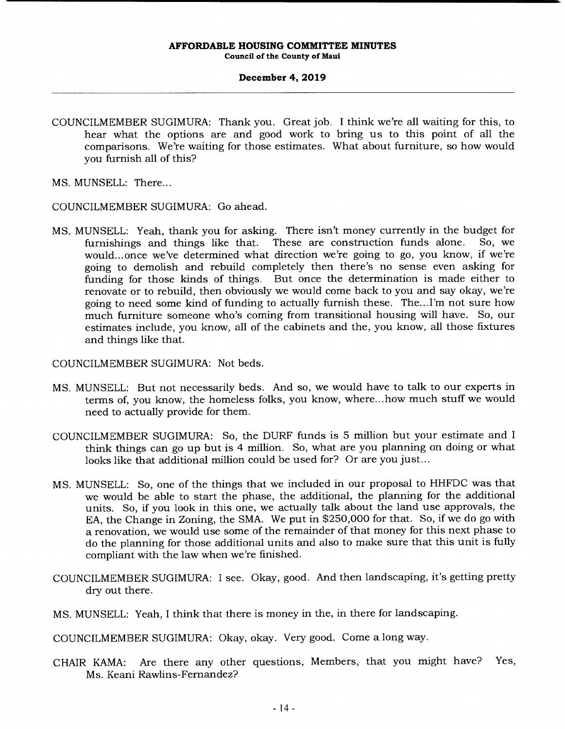COUNCILMEMBER SUGIMURA: Thank you. Great job. I think we're all waiting for this, to hear what the options are and good work to bring us to this point of all the comparisons. We're waiting for those estimates. What about furniture, so how would you furnish all of this?

MS. MUNSELL: There...

COUNCILMEMBER SUGIMURA: Go ahead.

MS. MUNSELL: Yeah, thank you for asking. There isn't money currently in the budget for furnishings and things like that. These are construction funds alone. So, we would...once we've determined what direction we're going to go, you know, if we're going to demolish and rebuild completely then there's no sense even asking for funding for those kinds of things. But once the determination is made either to renovate or to rebuild, then obviously we would come back to you and say okay, we're going to need some kind of funding to actually furnish these. The...I'm not sure how much furniture someone who's coming from transitional housing will have. So, our estimates include, you know, all of the cabinets and the, you know, all those fixtures and things like that.

COUNCILMEMBER SUGIMURA: Not beds.

MS. MUNSELL: But not necessarily beds. And so, we would have to talk to our experts in terms of, you know, the homeless folks, you know, where...how much stuff we would need to actually provide for them.

COUNCILMEMBER SUGIMURA: So, the DURF funds is 5 million but your estimate and I think things can go up but is 4 million. So, what are you planning on doing or what looks like that additional million could be used for? Or are you just...

MS. MUNSELL: So, one of the things that we included in our proposal to HHFDC was that we would be able to start the phase, the additional, the planning for the additional units. So, if you look in this one, we actually talk about the land use approvals, the EA, the Change in Zoning, the SMA. We put in $250,000 for that. So, if we do go with a renovation, we would use some of the remainder of that money for this next phase to do the planning for those additional units and also to make sure that this unit is fully compliant with the law when we're finished.

COUNCILMEMBER SUGIMURA: I see. Okay, good. And then landscaping, it's getting pretty dry out there.

MS. MUNSELL: Yeah, I think that there is money in the, in there for landscaping.

COUNCILMEMBER SUGIMURA: Okay, okay. Very good. Come a long way.

CHAIR KAMA: Are there any other questions, Members, that you might have? Yes, Ms. Keani Rawlins-Fernandez?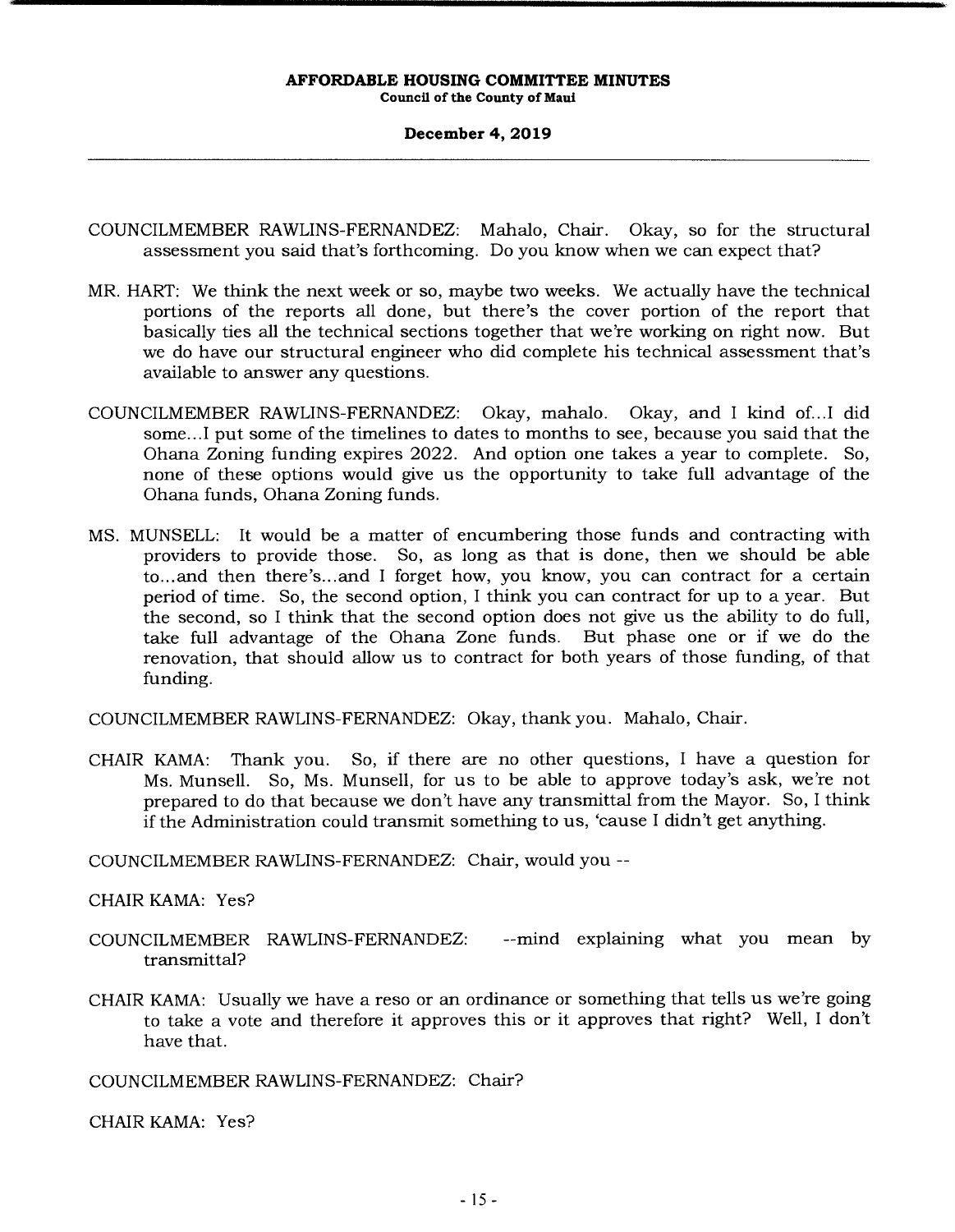COUNCILMEMBER RAWLINS-FERNANDEZ: Mahalo, Chair. Okay, so for the structural assessment you said that's forthcoming. Do you know when we can expect that?

MR. HART: We think the next week or so, maybe two weeks. We actually have the technical portions of the reports all done, but there's the cover portion of the report that basically ties all the technical sections together that we're working on right now. But we do have our structural engineer who did complete his technical assessment that's available to answer any questions.

COUNCILMEMBER RAWLINS-FERNANDEZ: Okay, mahalo. Okay, and I kind of...I did some...I put some of the timelines to dates to months to see, because you said that the Ohana Zoning funding expires 2022. And option one takes a year to complete. So, none of these options would give us the opportunity to take full advantage of the Ohana funds, Ohana Zoning funds.

MS. MUNSELL: It would be a matter of encumbering those funds and contracting with providers to provide those. So, as long as that is done, then we should be able to...and then there's...and I forget how, you know, you can contract for a certain period of time. So, the second option, I think you can contract for up to a year. But the second, so I think that the second option does not give us the ability to do full, take full advantage of the Ohana Zone funds. But phase one or if we do the renovation, that should allow us to contract for both years of those funding, of that funding.

COUNCILMEMBER RAWLINS-FERNANDEZ: Okay, thank you. Mahalo, Chair.

CHAIR KAMA: Thank you. So, if there are no other questions, I have a question for Ms. Munsell. So, Ms. Munsell, for us to be able to approve today's ask, we're not prepared to do that because we don't have any transmittal from the Mayor. So, I think if the Administration could transmit something to us, 'cause I didn't get anything.

COUNCILMEMBER RAWLINS-FERNANDEZ: Chair, would you --

CHAIR KAMA: Yes?

COUNCILMEMBER RAWLINS-FERNANDEZ: --mind explaining what you mean by transmittal?

CHAIR KAMA: Usually we have a reso or an ordinance or something that tells us we're going to take a vote and therefore it approves this or it approves that right? Well, I don't have that.

COUNCILMEMBER RAWLINS-FERNANDEZ: Chair?

CHAIR KAMA: Yes?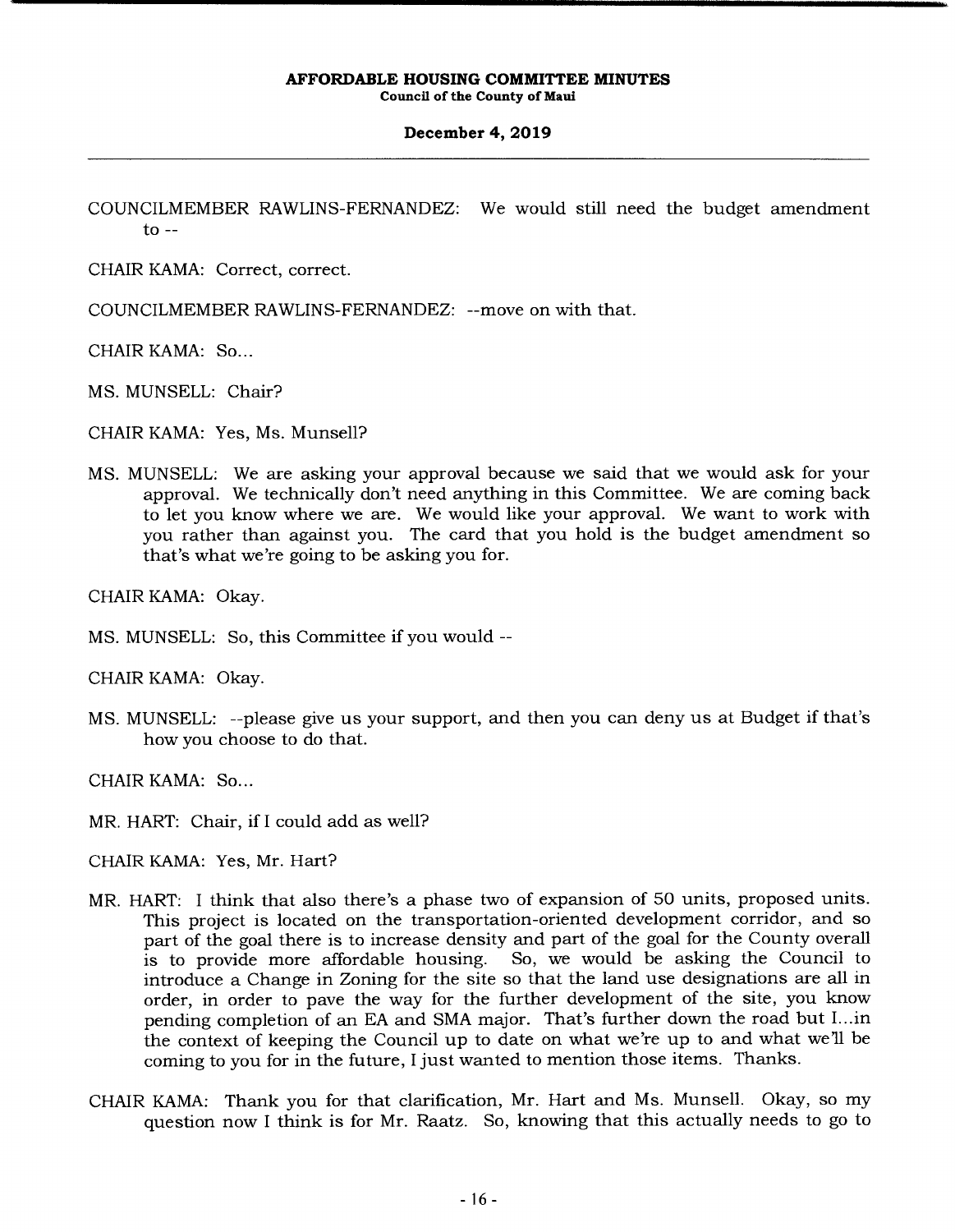COUNCILMEMBER RAWLINS-FERNANDEZ: We would still need the budget amendment to --

CHAIR KAMA: Correct, correct.

COUNCILMEMBER RAWLINS-FERNANDEZ: --move on with that.

CHAIR KAMA: So...

MS. MUNSELL: Chair?

CHAIR KAMA: Yes, Ms. Munsell?

MS. MUNSELL: We are asking your approval because we said that we would ask for your approval. We technically don't need anything in this Committee. We are coming back to let you know where we are. We would like your approval. We want to work with you rather than against you. The card that you hold is the budget amendment so that's what we're going to be asking you for.

CHAIR KAMA: Okay.

MS. MUNSELL: So, this Committee if you would --

CHAIR KAMA: Okay.

MS. MUNSELL: --please give us your support, and then you can deny us at Budget if that's how you choose to do that.

CHAIR KAMA: So...

MR. HART: Chair, if I could add as well?

CHAIR KAMA: Yes, Mr. Hart?

MR. HART: I think that also there's a phase two of expansion of 50 units, proposed units. This project is located on the transportation-oriented development corridor, and so part of the goal there is to increase density and part of the goal for the County overall is to provide more affordable housing. So, we would be asking the Council to introduce a Change in Zoning for the site so that the land use designations are all in order, in order to pave the way for the further development of the site, you know pending completion of an EA and SMA major. That's further down the road but I...in the context of keeping the Council up to date on what we're up to and what we'll be coming to you for in the future, I just wanted to mention those items. Thanks.

CHAIR KAMA: Thank you for that clarification, Mr. Hart and Ms. Munsell. Okay, so my question now I think is for Mr. Raatz. So, knowing that this actually needs to go to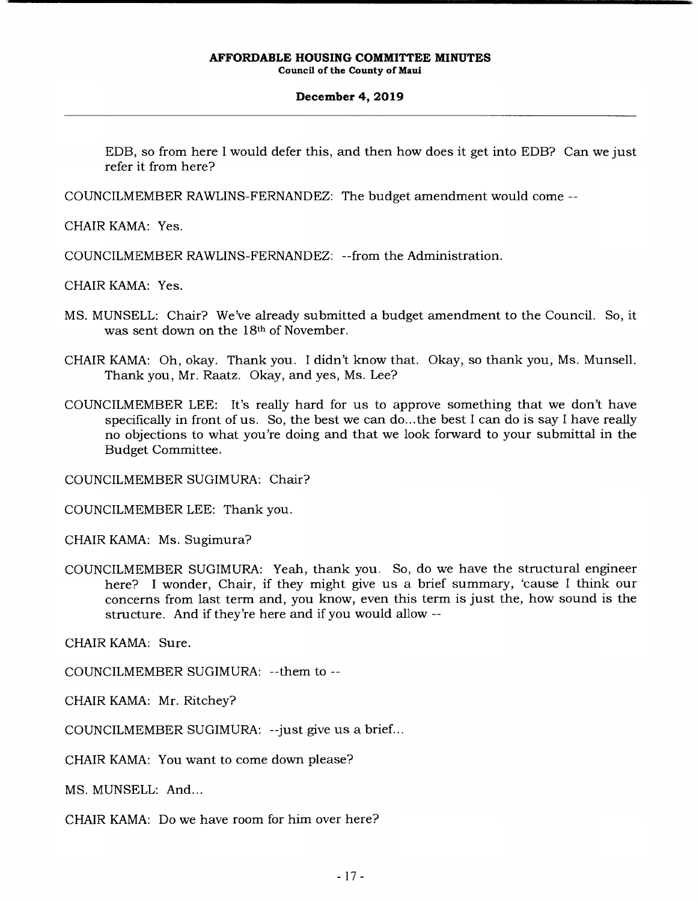EDB, so from here I would defer this, and then how does it get into EDB? Can we just refer it from here?

COUNCILMEMBER RAWLINS-FERNANDEZ: The budget amendment would come --

CHAIR KAMA: Yes.

COUNCILMEMBER RAWLINS-FERNANDEZ: --from the Administration.

CHAIR KAMA: Yes.

MS. MUNSELL: Chair? We've already submitted a budget amendment to the Council. So, it was sent down on the 18th of November.

CHAIR KAMA: Oh, okay. Thank you. I didn't know that. Okay, so thank you, Ms. Munsell. Thank you, Mr. Raatz. Okay, and yes, Ms. Lee?

COUNCILMEMBER LEE: It's really hard for us to approve something that we don't have specifically in front of us. So, the best we can do...the best I can do is say I have really no objections to what you're doing and that we look forward to your submittal in the Budget Committee.

COUNCILMEMBER SUGIMURA: Chair?

COUNCILMEMBER LEE: Thank you.

CHAIR KAMA: Ms. Sugimura?

COUNCILMEMBER SUGIMURA: Yeah, thank you. So, do we have the structural engineer here? I wonder, Chair, if they might give us a brief summary, 'cause I think our concerns from last term and, you know, even this term is just the, how sound is the structure. And if they're here and if you would allow --

CHAIR KAMA: Sure.

COUNCILMEMBER SUGIMURA: --them to --

CHAIR KAMA: Mr. Ritchey?

COUNCILMEMBER SUGIMURA: --just give us a brief...

CHAIR KAMA: You want to come down please?

MS. MUNSELL: And...

CHAIR KAMA: Do we have room for him over here?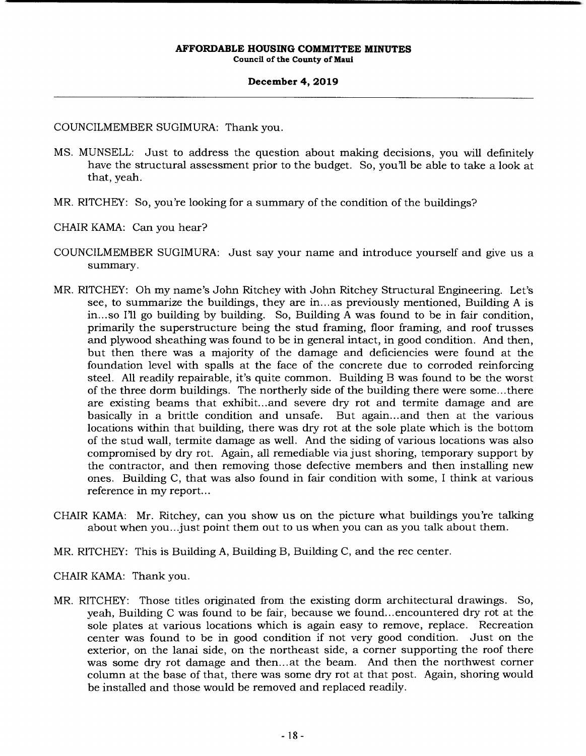COUNCILMEMBER SUGIMURA: Thank you.

MS. MUNSELL: Just to address the question about making decisions, you will definitely have the structural assessment prior to the budget. So, you'll be able to take a look at that, yeah.

MR. RITCHEY: So, you're looking for a summary of the condition of the buildings?

CHAIR KAMA: Can you hear?

COUNCILMEMBER SUGIMURA: Just say your name and introduce yourself and give us a summary.

MR. RITCHEY: Oh my name's John Ritchey with John Ritchey Structural Engineering. Let's see, to summarize the buildings, they are in...as previously mentioned, Building A is in...so I'll go building by building. So, Building A was found to be in fair condition, primarily the superstructure being the stud framing, floor framing, and roof trusses and plywood sheathing was found to be in general intact, in good condition. And then, but then there was a majority of the damage and deficiencies were found at the foundation level with spalls at the face of the concrete due to corroded reinforcing steel. All readily repairable, it's quite common. Building B was found to be the worst of the three dorm buildings. The northerly side of the building there were some...there are existing beams that exhibit...and severe dry rot and termite damage and are basically in a brittle condition and unsafe. But again...and then at the various locations within that building, there was dry rot at the sole plate which is the bottom of the stud wall, termite damage as well. And the siding of various locations was also compromised by dry rot. Again, all remediable via just shoring, temporary support by the contractor, and then removing those defective members and then installing new ones. Building C, that was also found in fair condition with some, I think at various reference in my report...

CHAIR KAMA: Mr. Ritchey, can you show us on the picture what buildings you're talking about when you...just point them out to us when you can as you talk about them.

MR. RITCHEY: This is Building A, Building B, Building C, and the rec center.

CHAIR KAMA: Thank you.

MR. RITCHEY: Those titles originated from the existing dorm architectural drawings. So, yeah, Building C was found to be fair, because we found...encountered dry rot at the sole plates at various locations which is again easy to remove, replace. Recreation center was found to be in good condition if not very good condition. Just on the exterior, on the lanai side, on the northeast side, a corner supporting the roof there was some dry rot damage and then...at the beam. And then the northwest corner column at the base of that, there was some dry rot at that post. Again, shoring would be installed and those would be removed and replaced readily.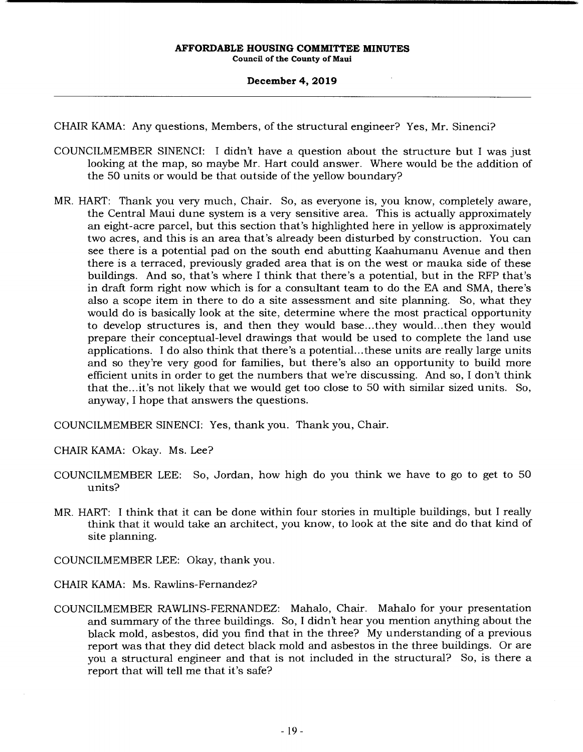CHAIR KAMA: Any questions, Members, of the structural engineer? Yes, Mr. Sinenci?

COUNCILMEMBER SINENCI: I didn't have a question about the structure but I was just looking at the map, so maybe Mr. Hart could answer. Where would be the addition of the 50 units or would be that outside of the yellow boundary?

MR. HART: Thank you very much, Chair. So, as everyone is, you know, completely aware, the Central Maui dune system is a very sensitive area. This is actually approximately an eight-acre parcel, but this section that's highlighted here in yellow is approximately two acres, and this is an area that's already been disturbed by construction. You can see there is a potential pad on the south end abutting Kaahumanu Avenue and then there is a terraced, previously graded area that is on the west or mauka side of these buildings. And so, that's where I think that there's a potential, but in the RFP that's in draft form right now which is for a consultant team to do the EA and SMA, there's also a scope item in there to do a site assessment and site planning. So, what they would do is basically look at the site, determine where the most practical opportunity to develop structures is, and then they would base...they would...then they would prepare their conceptual-level drawings that would be used to complete the land use applications. I do also think that there's a potential...these units are really large units and so they're very good for families, but there's also an opportunity to build more efficient units in order to get the numbers that we're discussing. And so, I don't think that the...it's not likely that we would get too close to 50 with similar sized units. So, anyway, I hope that answers the questions.

COUNCILMEMBER SINENCI: Yes, thank you. Thank you, Chair.

CHAIR KAMA: Okay. Ms. Lee?

COUNCILMEMBER LEE: So, Jordan, how high do you think we have to go to get to 50 units?

MR. HART: I think that it can be done within four stories in multiple buildings, but I really think that it would take an architect, you know, to look at the site and do that kind of site planning.

COUNCILMEMBER LEE: Okay, thank you.

CHAIR KAMA: Ms. Rawlins-Fernandez?

COUNCILMEMBER RAWLINS-FERNANDEZ: Mahalo, Chair. Mahalo for your presentation and summary of the three buildings. So, I didn't hear you mention anything about the black mold, asbestos, did you find that in the three? My understanding of a previous report was that they did detect black mold and asbestos in the three buildings. Or are you a structural engineer and that is not included in the structural? So, is there a report that will tell me that it's safe?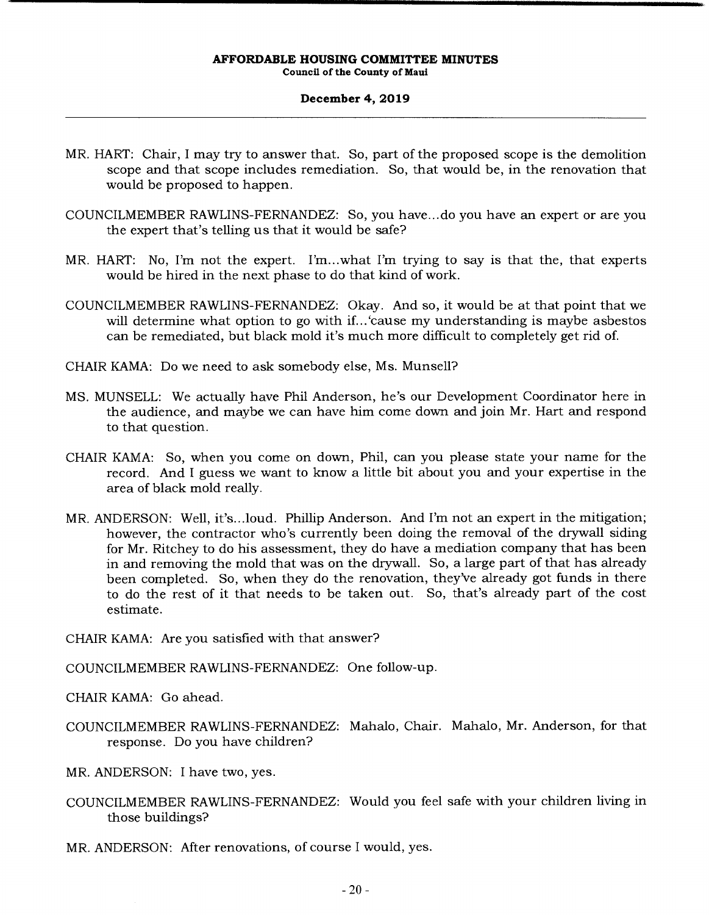MR. HART: Chair, I may try to answer that. So, part of the proposed scope is the demolition scope and that scope includes remediation. So, that would be, in the renovation that would be proposed to happen.

COUNCILMEMBER RAWLINS-FERNANDEZ: So, you have...do you have an expert or are you the expert that's telling us that it would be safe?

MR. HART: No, I'm not the expert. I'm...what I'm trying to say is that the, that experts would be hired in the next phase to do that kind of work.

COUNCILMEMBER RAWLINS-FERNANDEZ: Okay. And so, it would be at that point that we will determine what option to go with if...'cause my understanding is maybe asbestos can be remediated, but black mold it's much more difficult to completely get rid of.

CHAIR KAMA: Do we need to ask somebody else, Ms. Munsell?

MS. MUNSELL: We actually have Phil Anderson, he's our Development Coordinator here in the audience, and maybe we can have him come down and join Mr. Hart and respond to that question.

CHAIR KAMA: So, when you come on down, Phil, can you please state your name for the record. And I guess we want to know a little bit about you and your expertise in the area of black mold really.

MR. ANDERSON: Well, it's...loud. Phillip Anderson. And I'm not an expert in the mitigation; however, the contractor who's currently been doing the removal of the drywall siding for Mr. Ritchey to do his assessment, they do have a mediation company that has been in and removing the mold that was on the drywall. So, a large part of that has already been completed. So, when they do the renovation, they've already got funds in there to do the rest of it that needs to be taken out. So, that's already part of the cost estimate.

CHAIR KAMA: Are you satisfied with that answer?

COUNCILMEMBER RAWLINS-FERNANDEZ: One follow-up.

CHAIR KAMA: Go ahead.

COUNCILMEMBER RAWLINS-FERNANDEZ: Mahalo, Chair. Mahalo, Mr. Anderson, for that response. Do you have children?

MR. ANDERSON: I have two, yes.

COUNCILMEMBER RAWLINS-FERNANDEZ: Would you feel safe with your children living in those buildings?

MR. ANDERSON: After renovations, of course I would, yes.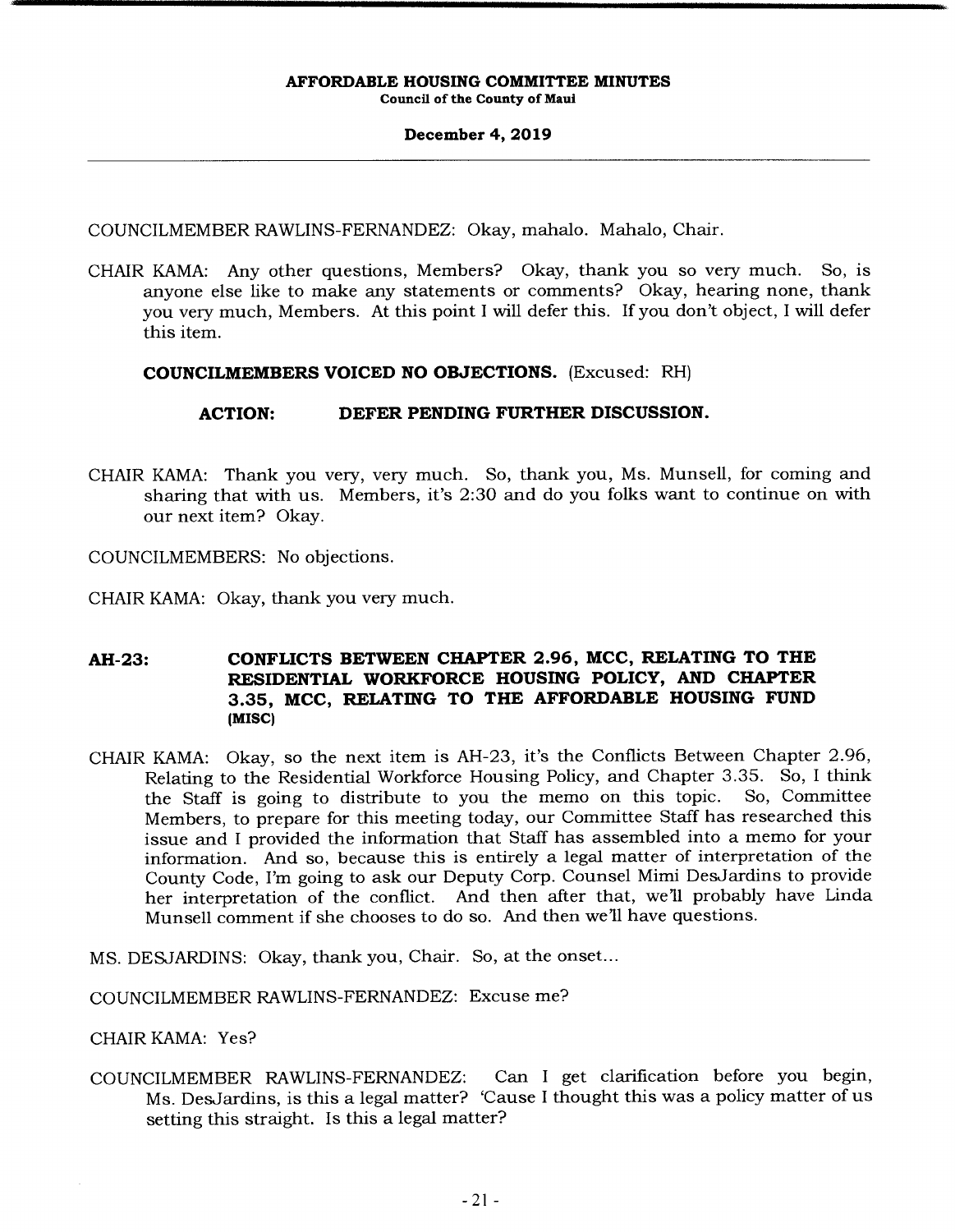COUNCILMEMBER RAWLINS-FERNANDEZ: Okay, mahalo. Mahalo, Chair.

CHAIR KAMA: Any other questions, Members? Okay, thank you so very much. So, is anyone else like to make any statements or comments? Okay, hearing none, thank you very much, Members. At this point I will defer this. If you don't object, I will defer this item.

**COUNCILMEMBERS VOICED NO OBJECTIONS.** (Excused: RH)

**ACTION: DEFER PENDING FURTHER DISCUSSION.**

CHAIR KAMA: Thank you very, very much. So, thank you, Ms. Munsell, for coming and sharing that with us. Members, it's 2:30 and do you folks want to continue on with our next item? Okay.

COUNCILMEMBERS: No objections.

CHAIR KAMA: Okay, thank you very much.

**AH-23: CONFLICTS BETWEEN CHAPTER 2.96, MCC, RELATING TO THE RESIDENTIAL WORKFORCE HOUSING POLICY, AND CHAPTER 3.35, MCC, RELATING TO THE AFFORDABLE HOUSING FUND (MISC)**

CHAIR KAMA: Okay, so the next item is AH-23, it's the Conflicts Between Chapter 2.96, Relating to the Residential Workforce Housing Policy, and Chapter 3.35. So, I think the Staff is going to distribute to you the memo on this topic. So, Committee Members, to prepare for this meeting today, our Committee Staff has researched this issue and I provided the information that Staff has assembled into a memo for your information. And so, because this is entirely a legal matter of interpretation of the County Code, I'm going to ask our Deputy Corp. Counsel Mimi DesJardins to provide her interpretation of the conflict. And then after that, we'll probably have Linda Munsell comment if she chooses to do so. And then we'll have questions.

MS. DESJARDINS: Okay, thank you, Chair. So, at the onset...

COUNCILMEMBER RAWLINS-FERNANDEZ: Excuse me?

CHAIR KAMA: Yes?

COUNCILMEMBER RAWLINS-FERNANDEZ: Can I get clarification before you begin, Ms. DesJardins, is this a legal matter? 'Cause I thought this was a policy matter of us setting this straight. Is this a legal matter?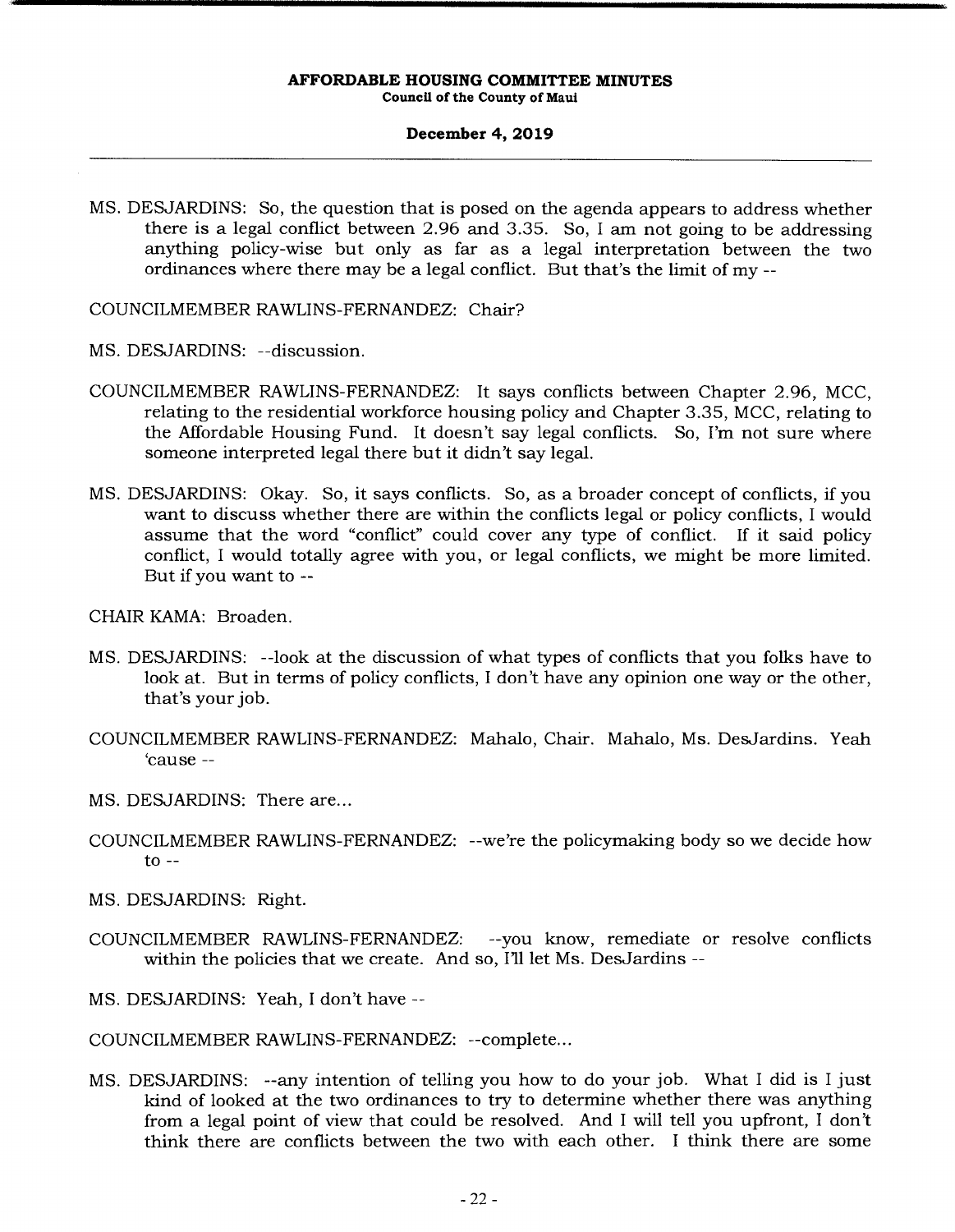MS. DESJARDINS: So, the question that is posed on the agenda appears to address whether there is a legal conflict between 2.96 and 3.35. So, I am not going to be addressing anything policy-wise but only as far as a legal interpretation between the two ordinances where there may be a legal conflict. But that's the limit of my --

COUNCILMEMBER RAWLINS-FERNANDEZ: Chair?

MS. DESJARDINS: --discussion.

COUNCILMEMBER RAWLINS-FERNANDEZ: It says conflicts between Chapter 2.96, MCC, relating to the residential workforce housing policy and Chapter 3.35, MCC, relating to the Affordable Housing Fund. It doesn't say legal conflicts. So, I'm not sure where someone interpreted legal there but it didn't say legal.

MS. DESJARDINS: Okay. So, it says conflicts. So, as a broader concept of conflicts, if you want to discuss whether there are within the conflicts legal or policy conflicts, I would assume that the word "conflict" could cover any type of conflict. If it said policy conflict, I would totally agree with you, or legal conflicts, we might be more limited. But if you want to --

CHAIR KAMA: Broaden.

MS. DESJARDINS: --look at the discussion of what types of conflicts that you folks have to look at. But in terms of policy conflicts, I don't have any opinion one way or the other, that's your job.

COUNCILMEMBER RAWLINS-FERNANDEZ: Mahalo, Chair. Mahalo, Ms. DesJardins. Yeah 'cause --

MS. DESJARDINS: There are...

COUNCILMEMBER RAWLINS-FERNANDEZ: --we're the policymaking body so we decide how to --

MS. DESJARDINS: Right.

COUNCILMEMBER RAWLINS-FERNANDEZ: --you know, remediate or resolve conflicts within the policies that we create. And so, I'll let Ms. DesJardins --

MS. DESJARDINS: Yeah, I don't have --

COUNCILMEMBER RAWLINS-FERNANDEZ: --complete...

MS. DESJARDINS: --any intention of telling you how to do your job. What I did is I just kind of looked at the two ordinances to try to determine whether there was anything from a legal point of view that could be resolved. And I will tell you upfront, I don't think there are conflicts between the two with each other. I think there are some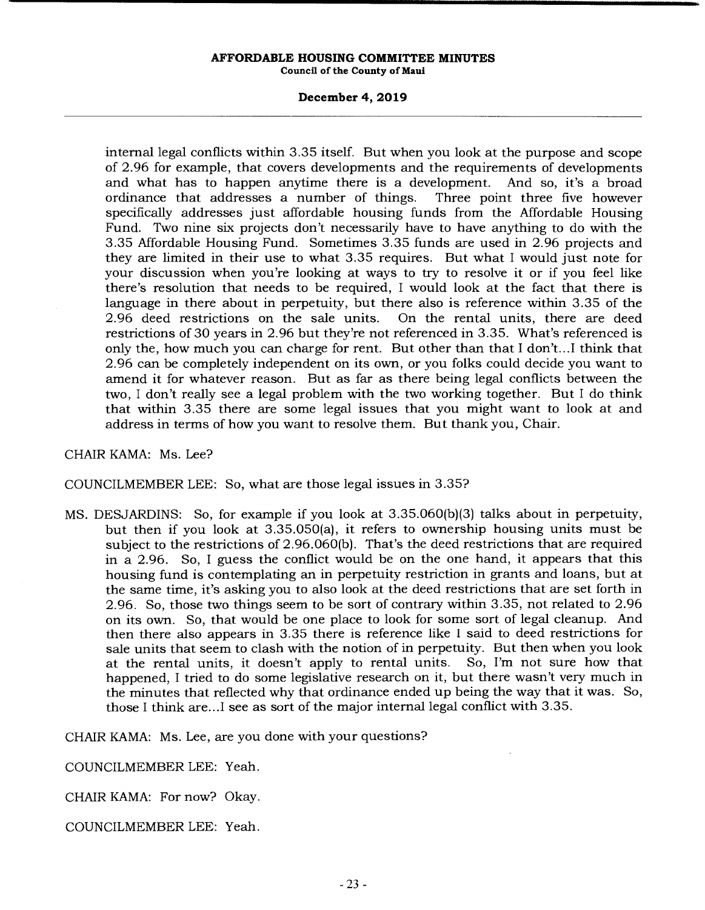internal legal conflicts within 3.35 itself. But when you look at the purpose and scope of 2.96 for example, that covers developments and the requirements of developments and what has to happen anytime there is a development. And so, it's a broad ordinance that addresses a number of things. Three point three five however specifically addresses just affordable housing funds from the Affordable Housing Fund. Two nine six projects don't necessarily have to have anything to do with the 3.35 Affordable Housing Fund. Sometimes 3.35 funds are used in 2.96 projects and they are limited in their use to what 3.35 requires. But what I would just note for your discussion when you're looking at ways to try to resolve it or if you feel like there's resolution that needs to be required, I would look at the fact that there is language in there about in perpetuity, but there also is reference within 3.35 of the 2.96 deed restrictions on the sale units. On the rental units, there are deed restrictions of 30 years in 2.96 but they're not referenced in 3.35. What's referenced is only the, how much you can charge for rent. But other than that I don't...I think that 2.96 can be completely independent on its own, or you folks could decide you want to amend it for whatever reason. But as far as there being legal conflicts between the two, I don't really see a legal problem with the two working together. But I do think that within 3.35 there are some legal issues that you might want to look at and address in terms of how you want to resolve them. But thank you, Chair.

CHAIR KAMA: Ms. Lee?

COUNCILMEMBER LEE: So, what are those legal issues in 3.35?

MS. DESJARDINS: So, for example if you look at 3.35.060(b)(3) talks about in perpetuity, but then if you look at 3.35.050(a), it refers to ownership housing units must be subject to the restrictions of 2.96.060(b). That's the deed restrictions that are required in a 2.96. So, I guess the conflict would be on the one hand, it appears that this housing fund is contemplating an in perpetuity restriction in grants and loans, but at the same time, it's asking you to also look at the deed restrictions that are set forth in 2.96. So, those two things seem to be sort of contrary within 3.35, not related to 2.96 on its own. So, that would be one place to look for some sort of legal cleanup. And then there also appears in 3.35 there is reference like I said to deed restrictions for sale units that seem to clash with the notion of in perpetuity. But then when you look at the rental units, it doesn't apply to rental units. So, I'm not sure how that happened, I tried to do some legislative research on it, but there wasn't very much in the minutes that reflected why that ordinance ended up being the way that it was. So, those I think are...I see as sort of the major internal legal conflict with 3.35.

CHAIR KAMA: Ms. Lee, are you done with your questions?

COUNCILMEMBER LEE: Yeah.

CHAIR KAMA: For now? Okay.

COUNCILMEMBER LEE: Yeah.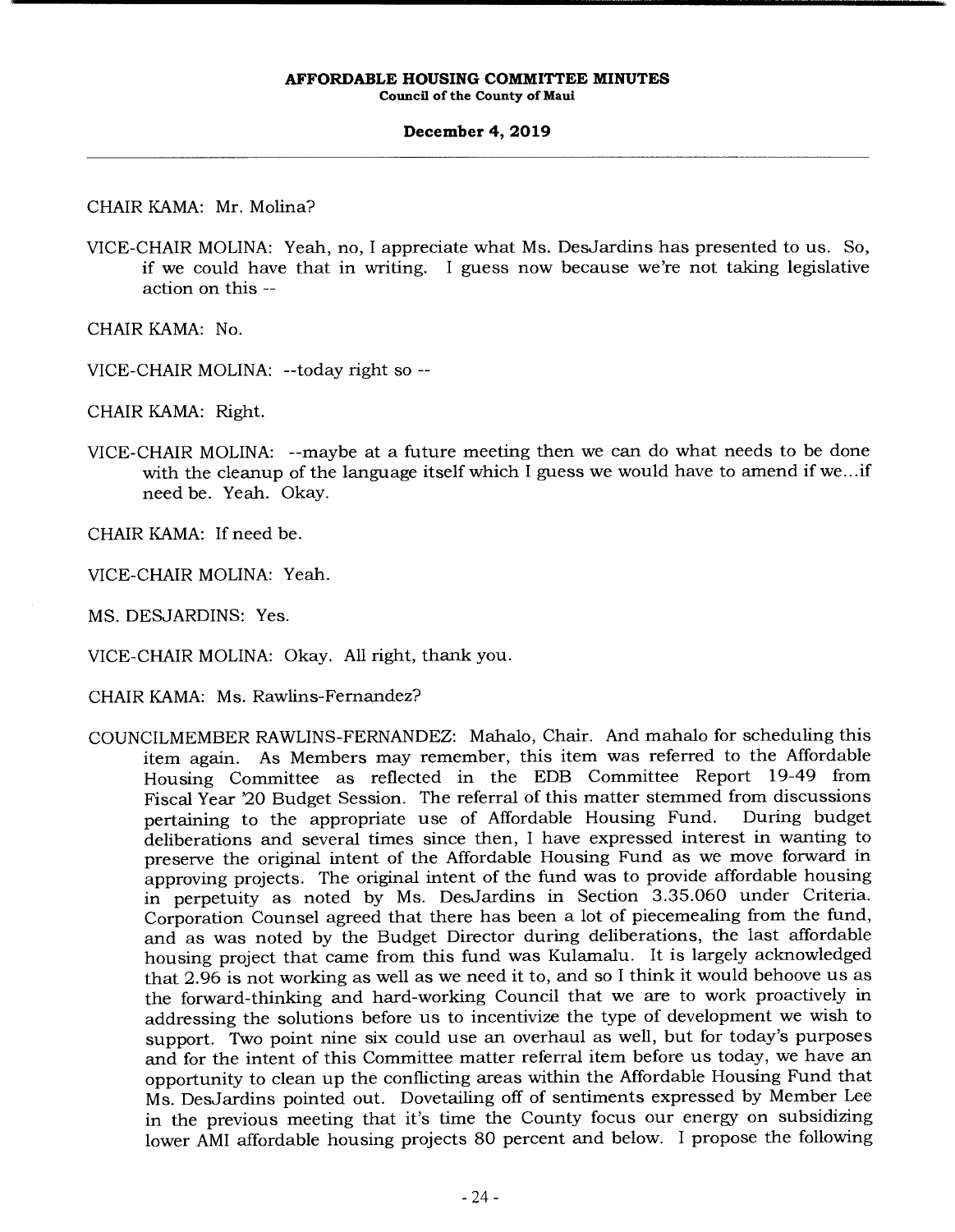CHAIR KAMA: Mr. Molina?

VICE-CHAIR MOLINA: Yeah, no, I appreciate what Ms. DesJardins has presented to us. So, if we could have that in writing. I guess now because we're not taking legislative action on this --

CHAIR KAMA: No.

VICE-CHAIR MOLINA: --today right so --

CHAIR KAMA: Right.

VICE-CHAIR MOLINA: --maybe at a future meeting then we can do what needs to be done with the cleanup of the language itself which I guess we would have to amend if we...if need be. Yeah. Okay.

CHAIR KAMA: If need be.

VICE-CHAIR MOLINA: Yeah.

MS. DESJARDINS: Yes.

VICE-CHAIR MOLINA: Okay. All right, thank you.

CHAIR KAMA: Ms. Rawlins-Fernandez?

COUNCILMEMBER RAWLINS-FERNANDEZ: Mahalo, Chair. And mahalo for scheduling this item again. As Members may remember, this item was referred to the Affordable Housing Committee as reflected in the EDB Committee Report 19-49 from Fiscal Year '20 Budget Session. The referral of this matter stemmed from discussions pertaining to the appropriate use of Affordable Housing Fund. During budget deliberations and several times since then, I have expressed interest in wanting to preserve the original intent of the Affordable Housing Fund as we move forward in approving projects. The original intent of the fund was to provide affordable housing in perpetuity as noted by Ms. DesJardins in Section 3.35.060 under Criteria. Corporation Counsel agreed that there has been a lot of piecemealing from the fund, and as was noted by the Budget Director during deliberations, the last affordable housing project that came from this fund was Kulamalu. It is largely acknowledged that 2.96 is not working as well as we need it to, and so I think it would behoove us as the forward-thinking and hard-working Council that we are to work proactively in addressing the solutions before us to incentivize the type of development we wish to support. Two point nine six could use an overhaul as well, but for today's purposes and for the intent of this Committee matter referral item before us today, we have an opportunity to clean up the conflicting areas within the Affordable Housing Fund that Ms. DesJardins pointed out. Dovetailing off of sentiments expressed by Member Lee in the previous meeting that it's time the County focus our energy on subsidizing lower AMI affordable housing projects 80 percent and below. I propose the following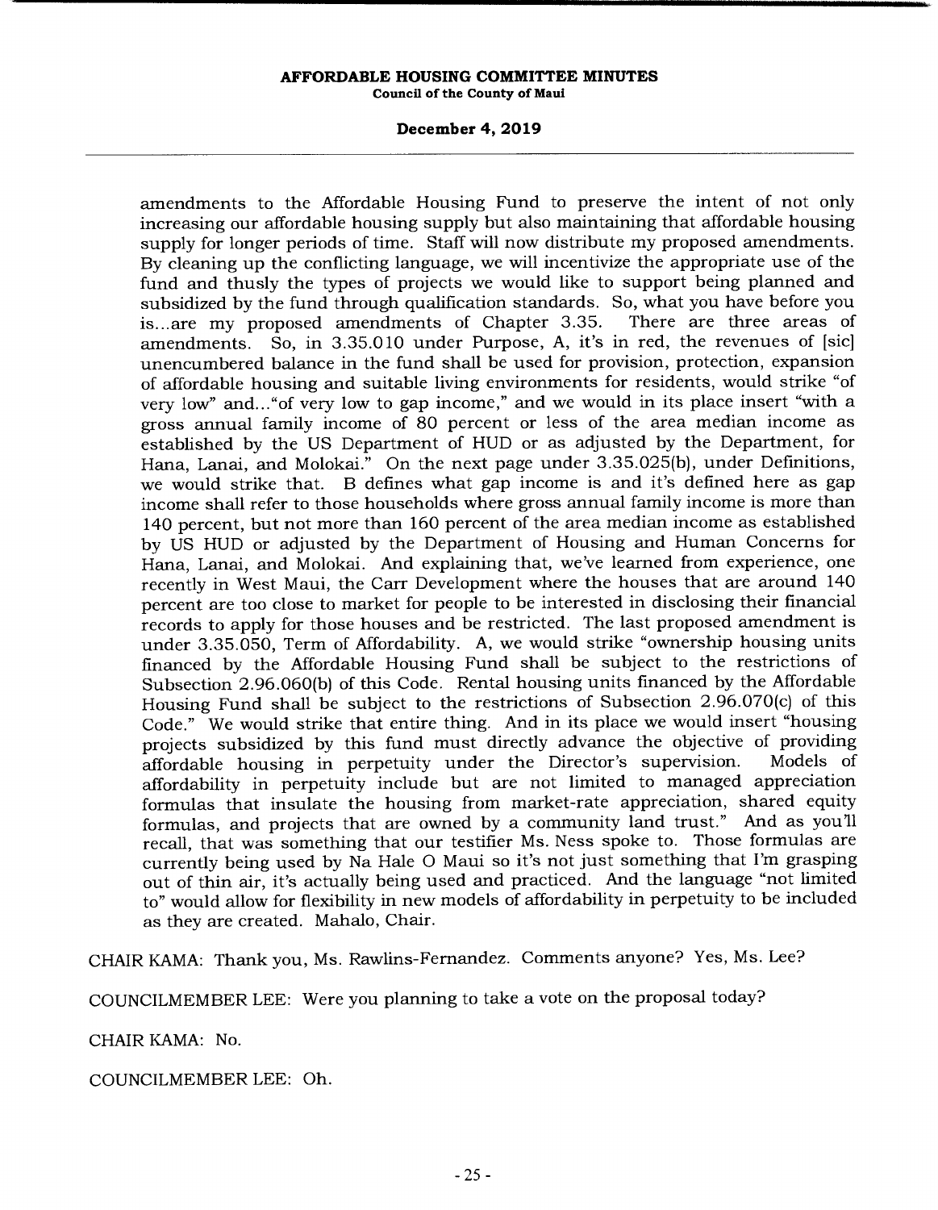amendments to the Affordable Housing Fund to preserve the intent of not only increasing our affordable housing supply but also maintaining that affordable housing supply for longer periods of time. Staff will now distribute my proposed amendments. By cleaning up the conflicting language, we will incentivize the appropriate use of the fund and thusly the types of projects we would like to support being planned and subsidized by the fund through qualification standards. So, what you have before you is...are my proposed amendments of Chapter 3.35. There are three areas of amendments. So, in 3.35.010 under Purpose, A, it's in red, the revenues of [sic] unencumbered balance in the fund shall be used for provision, protection, expansion of affordable housing and suitable living environments for residents, would strike "of very low" and..."of very low to gap income," and we would in its place insert "with a gross annual family income of 80 percent or less of the area median income as established by the US Department of HUD or as adjusted by the Department, for Hana, Lanai, and Molokai." On the next page under 3.35.025(b), under Definitions, we would strike that. B defines what gap income is and it's defined here as gap income shall refer to those households where gross annual family income is more than 140 percent, but not more than 160 percent of the area median income as established by US HUD or adjusted by the Department of Housing and Human Concerns for Hana, Lanai, and Molokai. And explaining that, we've learned from experience, one recently in West Maui, the Carr Development where the houses that are around 140 percent are too close to market for people to be interested in disclosing their financial records to apply for those houses and be restricted. The last proposed amendment is under 3.35.050, Term of Affordability. A, we would strike "ownership housing units financed by the Affordable Housing Fund shall be subject to the restrictions of Subsection 2.96.060(b) of this Code. Rental housing units financed by the Affordable Housing Fund shall be subject to the restrictions of Subsection 2.96.070(c) of this Code." We would strike that entire thing. And in its place we would insert "housing projects subsidized by this fund must directly advance the objective of providing affordable housing in perpetuity under the Director's supervision. Models of affordability in perpetuity include but are not limited to managed appreciation formulas that insulate the housing from market-rate appreciation, shared equity formulas, and projects that are owned by a community land trust." And as you'll recall, that was something that our testifier Ms. Ness spoke to. Those formulas are currently being used by Na Hale O Maui so it's not just something that I'm grasping out of thin air, it's actually being used and practiced. And the language "not limited to" would allow for flexibility in new models of affordability in perpetuity to be included as they are created. Mahalo, Chair.

CHAIR KAMA: Thank you, Ms. Rawlins-Fernandez. Comments anyone? Yes, Ms. Lee?

COUNCILMEMBER LEE: Were you planning to take a vote on the proposal today?

CHAIR KAMA: No.

COUNCILMEMBER LEE: Oh.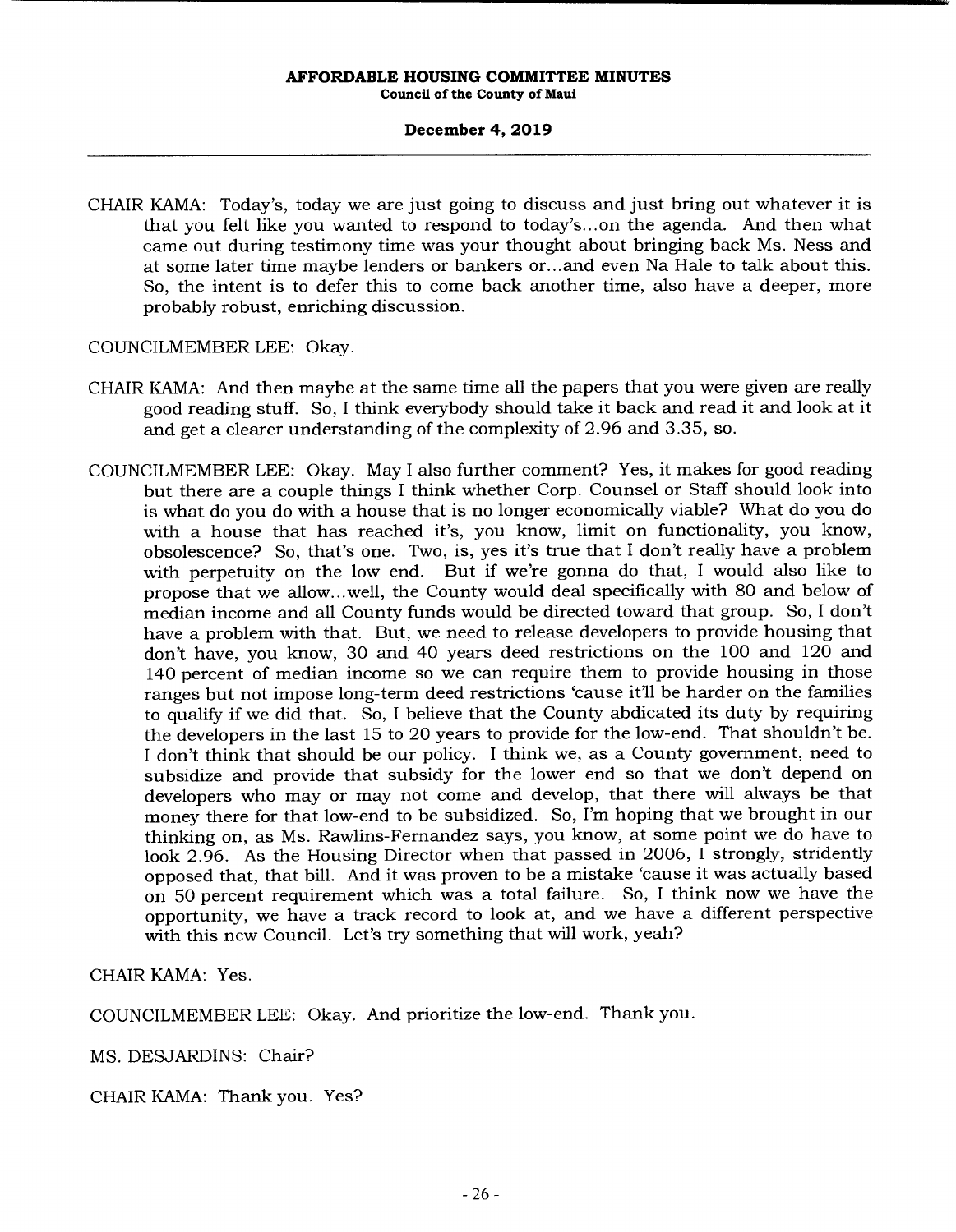CHAIR KAMA: Today's, today we are just going to discuss and just bring out whatever it is that you felt like you wanted to respond to today's...on the agenda. And then what came out during testimony time was your thought about bringing back Ms. Ness and at some later time maybe lenders or bankers or...and even Na Hale to talk about this. So, the intent is to defer this to come back another time, also have a deeper, more probably robust, enriching discussion.

COUNCILMEMBER LEE: Okay.

CHAIR KAMA: And then maybe at the same time all the papers that you were given are really good reading stuff. So, I think everybody should take it back and read it and look at it and get a clearer understanding of the complexity of 2.96 and 3.35, so.

COUNCILMEMBER LEE: Okay. May I also further comment? Yes, it makes for good reading but there are a couple things I think whether Corp. Counsel or Staff should look into is what do you do with a house that is no longer economically viable? What do you do with a house that has reached it's, you know, limit on functionality, you know, obsolescence? So, that's one. Two, is, yes it's true that I don't really have a problem with perpetuity on the low end. But if we're gonna do that, I would also like to propose that we allow...well, the County would deal specifically with 80 and below of median income and all County funds would be directed toward that group. So, I don't have a problem with that. But, we need to release developers to provide housing that don't have, you know, 30 and 40 years deed restrictions on the 100 and 120 and 140 percent of median income so we can require them to provide housing in those ranges but not impose long-term deed restrictions 'cause it'll be harder on the families to qualify if we did that. So, I believe that the County abdicated its duty by requiring the developers in the last 15 to 20 years to provide for the low-end. That shouldn't be. I don't think that should be our policy. I think we, as a County government, need to subsidize and provide that subsidy for the lower end so that we don't depend on developers who may or may not come and develop, that there will always be that money there for that low-end to be subsidized. So, I'm hoping that we brought in our thinking on, as Ms. Rawlins-Fernandez says, you know, at some point we do have to look 2.96. As the Housing Director when that passed in 2006, I strongly, stridently opposed that, that bill. And it was proven to be a mistake 'cause it was actually based on 50 percent requirement which was a total failure. So, I think now we have the opportunity, we have a track record to look at, and we have a different perspective with this new Council. Let's try something that will work, yeah?

CHAIR KAMA: Yes.

COUNCILMEMBER LEE: Okay. And prioritize the low-end. Thank you.

MS. DESJARDINS: Chair?

CHAIR KAMA: Thank you. Yes?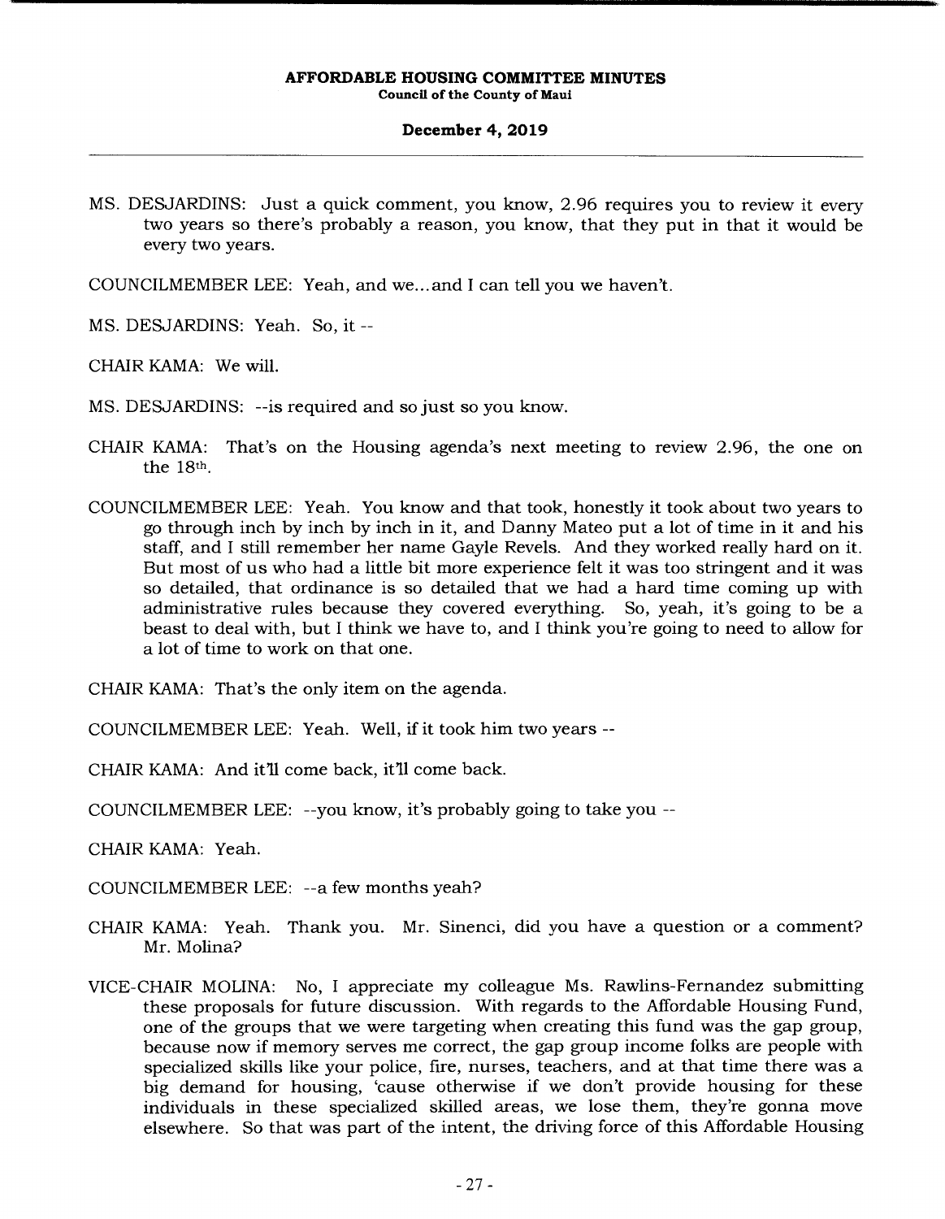MS. DESJARDINS: Just a quick comment, you know, 2.96 requires you to review it every two years so there's probably a reason, you know, that they put in that it would be every two years.

COUNCILMEMBER LEE: Yeah, and we...and I can tell you we haven't.

MS. DESJARDINS: Yeah. So, it --

CHAIR KAMA: We will.

MS. DESJARDINS: --is required and so just so you know.

CHAIR KAMA: That's on the Housing agenda's next meeting to review 2.96, the one on the 18th.

COUNCILMEMBER LEE: Yeah. You know and that took, honestly it took about two years to go through inch by inch by inch in it, and Danny Mateo put a lot of time in it and his staff, and I still remember her name Gayle Revels. And they worked really hard on it. But most of us who had a little bit more experience felt it was too stringent and it was so detailed, that ordinance is so detailed that we had a hard time coming up with administrative rules because they covered everything. So, yeah, it's going to be a beast to deal with, but I think we have to, and I think you're going to need to allow for a lot of time to work on that one.

CHAIR KAMA: That's the only item on the agenda.

COUNCILMEMBER LEE: Yeah. Well, if it took him two years --

CHAIR KAMA: And it'll come back, it'll come back.

COUNCILMEMBER LEE: --you know, it's probably going to take you --

CHAIR KAMA: Yeah.

COUNCILMEMBER LEE: --a few months yeah?

CHAIR KAMA: Yeah. Thank you. Mr. Sinenci, did you have a question or a comment? Mr. Molina?

VICE-CHAIR MOLINA: No, I appreciate my colleague Ms. Rawlins-Fernandez submitting these proposals for future discussion. With regards to the Affordable Housing Fund, one of the groups that we were targeting when creating this fund was the gap group, because now if memory serves me correct, the gap group income folks are people with specialized skills like your police, fire, nurses, teachers, and at that time there was a big demand for housing, 'cause otherwise if we don't provide housing for these individuals in these specialized skilled areas, we lose them, they're gonna move elsewhere. So that was part of the intent, the driving force of this Affordable Housing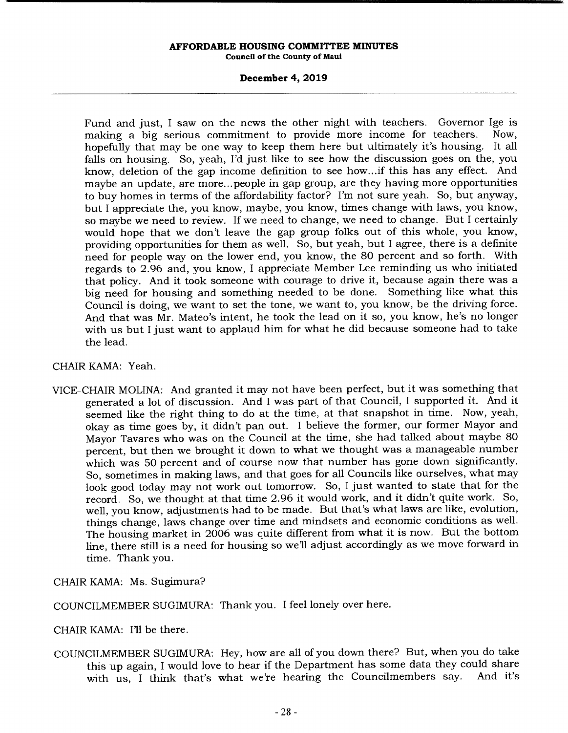Fund and just, I saw on the news the other night with teachers. Governor Ige is making a big serious commitment to provide more income for teachers. Now, hopefully that may be one way to keep them here but ultimately it's housing. It all falls on housing. So, yeah, I'd just like to see how the discussion goes on the, you know, deletion of the gap income definition to see how...if this has any effect. And maybe an update, are more...people in gap group, are they having more opportunities to buy homes in terms of the affordability factor? I'm not sure yeah. So, but anyway, but I appreciate the, you know, maybe, you know, times change with laws, you know, so maybe we need to review. If we need to change, we need to change. But I certainly would hope that we don't leave the gap group folks out of this whole, you know, providing opportunities for them as well. So, but yeah, but I agree, there is a definite need for people way on the lower end, you know, the 80 percent and so forth. With regards to 2.96 and, you know, I appreciate Member Lee reminding us who initiated that policy. And it took someone with courage to drive it, because again there was a big need for housing and something needed to be done. Something like what this Council is doing, we want to set the tone, we want to, you know, be the driving force. And that was Mr. Mateo's intent, he took the lead on it so, you know, he's no longer with us but I just want to applaud him for what he did because someone had to take the lead.

CHAIR KAMA: Yeah.

VICE-CHAIR MOLINA: And granted it may not have been perfect, but it was something that generated a lot of discussion. And I was part of that Council, I supported it. And it seemed like the right thing to do at the time, at that snapshot in time. Now, yeah, okay as time goes by, it didn't pan out. I believe the former, our former Mayor and Mayor Tavares who was on the Council at the time, she had talked about maybe 80 percent, but then we brought it down to what we thought was a manageable number which was 50 percent and of course now that number has gone down significantly. So, sometimes in making laws, and that goes for all Councils like ourselves, what may look good today may not work out tomorrow. So, I just wanted to state that for the record. So, we thought at that time 2.96 it would work, and it didn't quite work. So, well, you know, adjustments had to be made. But that's what laws are like, evolution, things change, laws change over time and mindsets and economic conditions as well. The housing market in 2006 was quite different from what it is now. But the bottom line, there still is a need for housing so we'll adjust accordingly as we move forward in time. Thank you.

CHAIR KAMA: Ms. Sugimura?

COUNCILMEMBER SUGIMURA: Thank you. I feel lonely over here.

CHAIR KAMA: I'll be there.

COUNCILMEMBER SUGIMURA: Hey, how are all of you down there? But, when you do take this up again, I would love to hear if the Department has some data they could share with us, I think that's what we're hearing the Councilmembers say. And it's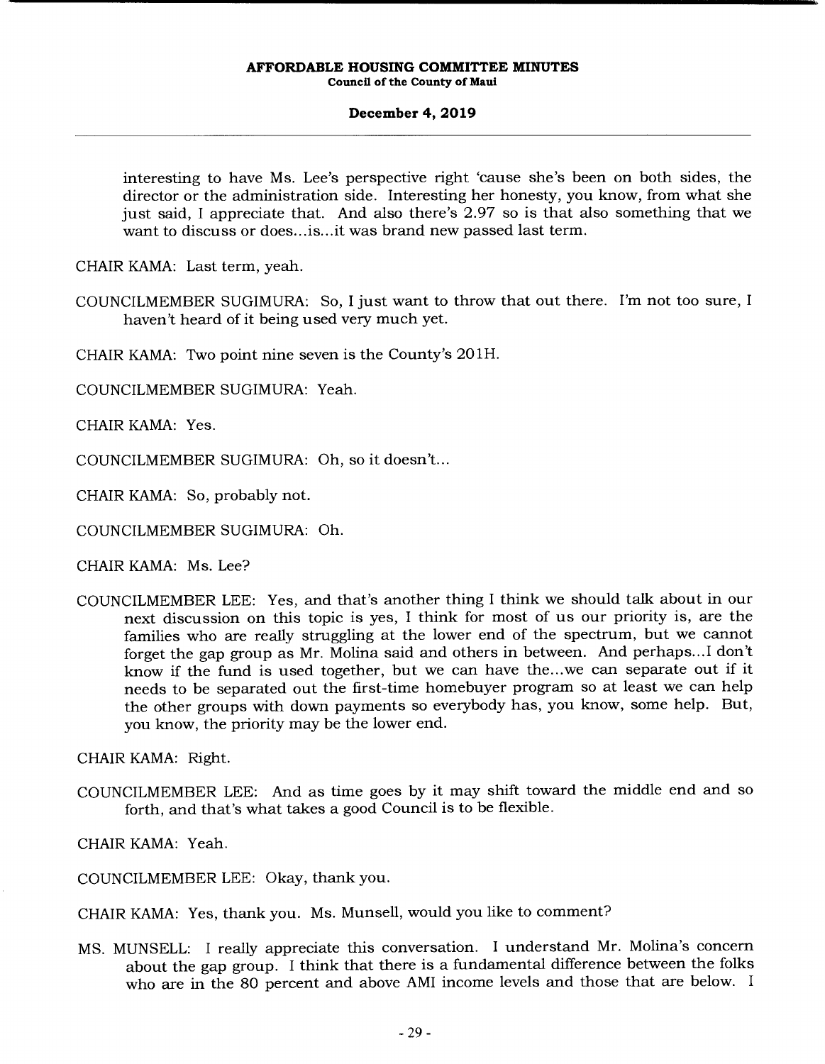interesting to have Ms. Lee's perspective right 'cause she's been on both sides, the director or the administration side. Interesting her honesty, you know, from what she just said, I appreciate that. And also there's 2.97 so is that also something that we want to discuss or does...is...it was brand new passed last term.

CHAIR KAMA: Last term, yeah.

COUNCILMEMBER SUGIMURA: So, I just want to throw that out there. I'm not too sure, I haven't heard of it being used very much yet.

CHAIR KAMA: Two point nine seven is the County's 201H.

COUNCILMEMBER SUGIMURA: Yeah.

CHAIR KAMA: Yes.

COUNCILMEMBER SUGIMURA: Oh, so it doesn't...

CHAIR KAMA: So, probably not.

COUNCILMEMBER SUGIMURA: Oh.

CHAIR KAMA: Ms. Lee?

COUNCILMEMBER LEE: Yes, and that's another thing I think we should talk about in our next discussion on this topic is yes, I think for most of us our priority is, are the families who are really struggling at the lower end of the spectrum, but we cannot forget the gap group as Mr. Molina said and others in between. And perhaps...I don't know if the fund is used together, but we can have the...we can separate out if it needs to be separated out the first-time homebuyer program so at least we can help the other groups with down payments so everybody has, you know, some help. But, you know, the priority may be the lower end.

CHAIR KAMA: Right.

COUNCILMEMBER LEE: And as time goes by it may shift toward the middle end and so forth, and that's what takes a good Council is to be flexible.

CHAIR KAMA: Yeah.

COUNCILMEMBER LEE: Okay, thank you.

CHAIR KAMA: Yes, thank you. Ms. Munsell, would you like to comment?

MS. MUNSELL: I really appreciate this conversation. I understand Mr. Molina's concern about the gap group. I think that there is a fundamental difference between the folks who are in the 80 percent and above AMI income levels and those that are below. I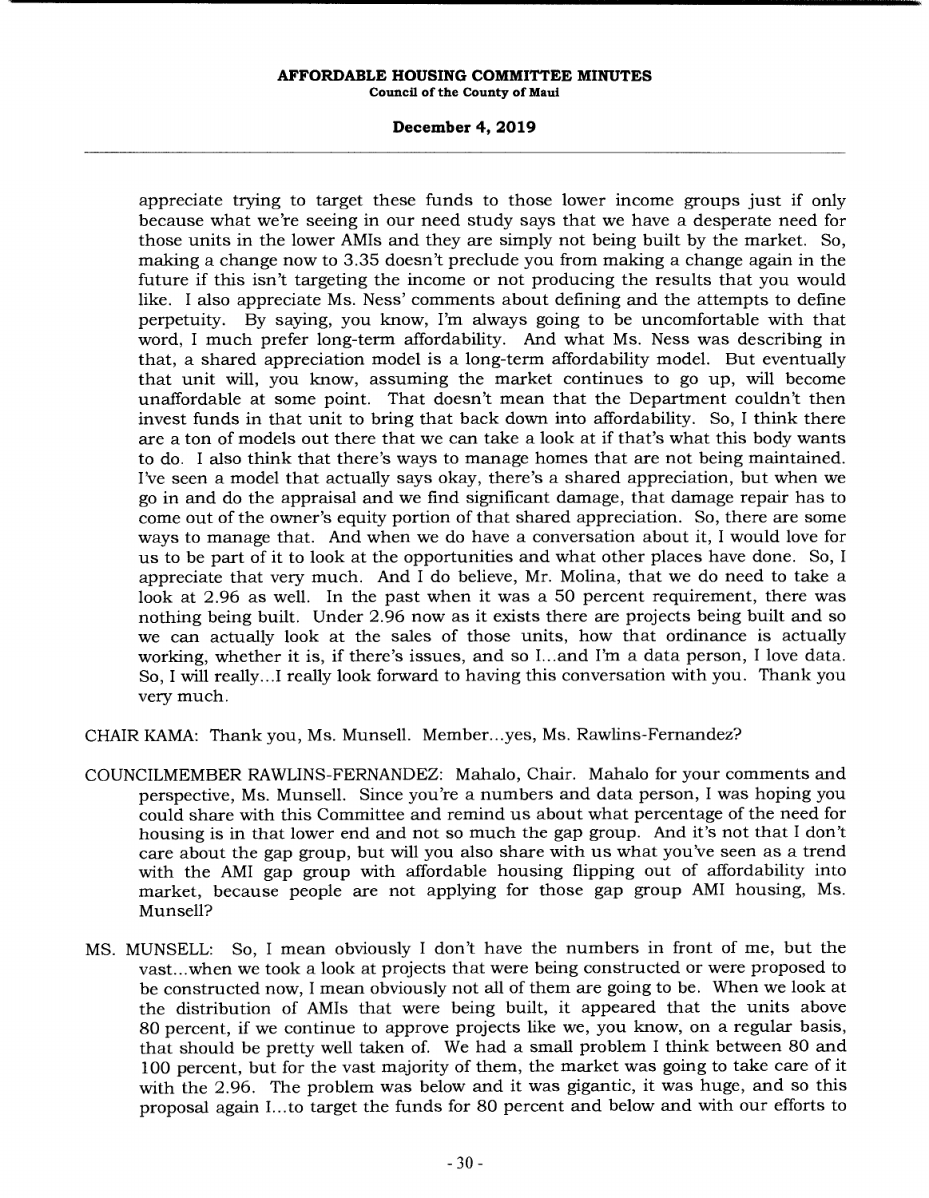appreciate trying to target these funds to those lower income groups just if only because what we're seeing in our need study says that we have a desperate need for those units in the lower AMIs and they are simply not being built by the market. So, making a change now to 3.35 doesn't preclude you from making a change again in the future if this isn't targeting the income or not producing the results that you would like. I also appreciate Ms. Ness' comments about defining and the attempts to define perpetuity. By saying, you know, I'm always going to be uncomfortable with that word, I much prefer long-term affordability. And what Ms. Ness was describing in that, a shared appreciation model is a long-term affordability model. But eventually that unit will, you know, assuming the market continues to go up, will become unaffordable at some point. That doesn't mean that the Department couldn't then invest funds in that unit to bring that back down into affordability. So, I think there are a ton of models out there that we can take a look at if that's what this body wants to do. I also think that there's ways to manage homes that are not being maintained. I've seen a model that actually says okay, there's a shared appreciation, but when we go in and do the appraisal and we find significant damage, that damage repair has to come out of the owner's equity portion of that shared appreciation. So, there are some ways to manage that. And when we do have a conversation about it, I would love for us to be part of it to look at the opportunities and what other places have done. So, I appreciate that very much. And I do believe, Mr. Molina, that we do need to take a look at 2.96 as well. In the past when it was a 50 percent requirement, there was nothing being built. Under 2.96 now as it exists there are projects being built and so we can actually look at the sales of those units, how that ordinance is actually working, whether it is, if there's issues, and so I...and I'm a data person, I love data. So, I will really...I really look forward to having this conversation with you. Thank you very much.

CHAIR KAMA: Thank you, Ms. Munsell. Member...yes, Ms. Rawlins-Fernandez?

COUNCILMEMBER RAWLINS-FERNANDEZ: Mahalo, Chair. Mahalo for your comments and perspective, Ms. Munsell. Since you're a numbers and data person, I was hoping you could share with this Committee and remind us about what percentage of the need for housing is in that lower end and not so much the gap group. And it's not that I don't care about the gap group, but will you also share with us what you've seen as a trend with the AMI gap group with affordable housing flipping out of affordability into market, because people are not applying for those gap group AMI housing, Ms. Munsell?

MS. MUNSELL: So, I mean obviously I don't have the numbers in front of me, but the vast...when we took a look at projects that were being constructed or were proposed to be constructed now, I mean obviously not all of them are going to be. When we look at the distribution of AMIs that were being built, it appeared that the units above 80 percent, if we continue to approve projects like we, you know, on a regular basis, that should be pretty well taken of. We had a small problem I think between 80 and 100 percent, but for the vast majority of them, the market was going to take care of it with the 2.96. The problem was below and it was gigantic, it was huge, and so this proposal again I...to target the funds for 80 percent and below and with our efforts to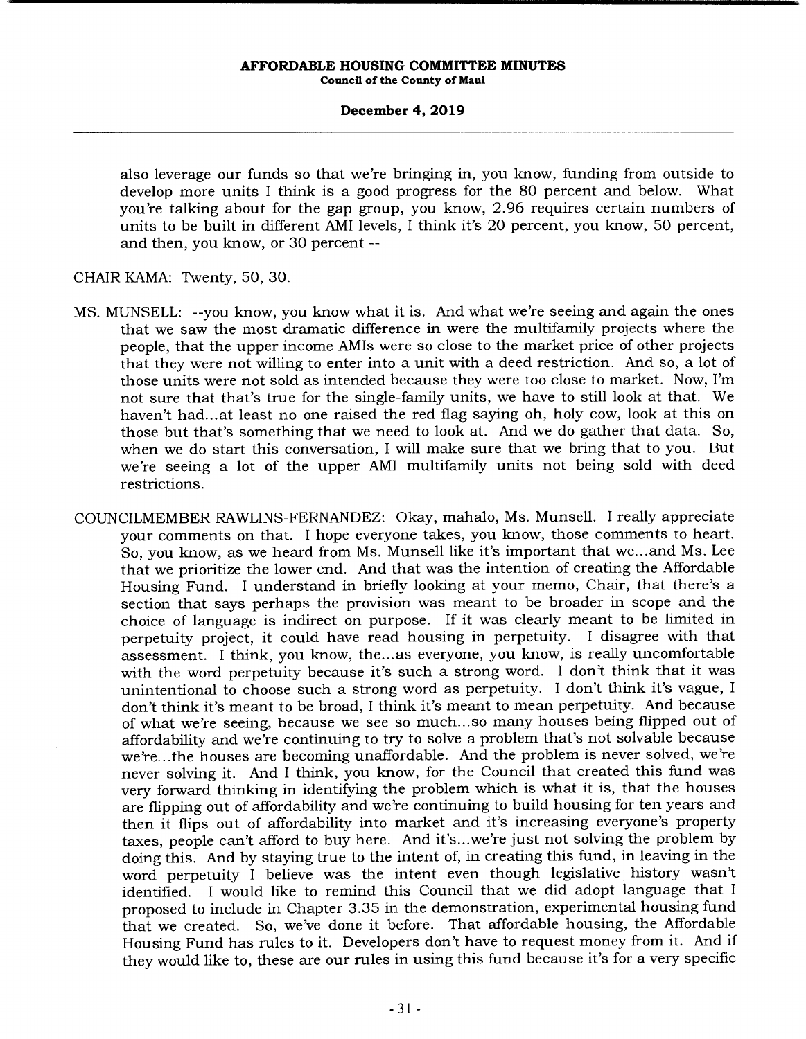also leverage our funds so that we're bringing in, you know, funding from outside to develop more units I think is a good progress for the 80 percent and below. What you're talking about for the gap group, you know, 2.96 requires certain numbers of units to be built in different AMI levels, I think it's 20 percent, you know, 50 percent, and then, you know, or 30 percent --

CHAIR KAMA: Twenty, 50, 30.

MS. MUNSELL: --you know, you know what it is. And what we're seeing and again the ones that we saw the most dramatic difference in were the multifamily projects where the people, that the upper income AMIs were so close to the market price of other projects that they were not willing to enter into a unit with a deed restriction. And so, a lot of those units were not sold as intended because they were too close to market. Now, I'm not sure that that's true for the single-family units, we have to still look at that. We haven't had...at least no one raised the red flag saying oh, holy cow, look at this on those but that's something that we need to look at. And we do gather that data. So, when we do start this conversation, I will make sure that we bring that to you. But we're seeing a lot of the upper AMI multifamily units not being sold with deed restrictions.

COUNCILMEMBER RAWLINS-FERNANDEZ: Okay, mahalo, Ms. Munsell. I really appreciate your comments on that. I hope everyone takes, you know, those comments to heart. So, you know, as we heard from Ms. Munsell like it's important that we...and Ms. Lee that we prioritize the lower end. And that was the intention of creating the Affordable Housing Fund. I understand in briefly looking at your memo, Chair, that there's a section that says perhaps the provision was meant to be broader in scope and the choice of language is indirect on purpose. If it was clearly meant to be limited in perpetuity project, it could have read housing in perpetuity. I disagree with that assessment. I think, you know, the...as everyone, you know, is really uncomfortable with the word perpetuity because it's such a strong word. I don't think that it was unintentional to choose such a strong word as perpetuity. I don't think it's vague, I don't think it's meant to be broad, I think it's meant to mean perpetuity. And because of what we're seeing, because we see so much...so many houses being flipped out of affordability and we're continuing to try to solve a problem that's not solvable because we're...the houses are becoming unaffordable. And the problem is never solved, we're never solving it. And I think, you know, for the Council that created this fund was very forward thinking in identifying the problem which is what it is, that the houses are flipping out of affordability and we're continuing to build housing for ten years and then it flips out of affordability into market and it's increasing everyone's property taxes, people can't afford to buy here. And it's...we're just not solving the problem by doing this. And by staying true to the intent of, in creating this fund, in leaving in the word perpetuity I believe was the intent even though legislative history wasn't identified. I would like to remind this Council that we did adopt language that I proposed to include in Chapter 3.35 in the demonstration, experimental housing fund that we created. So, we've done it before. That affordable housing, the Affordable Housing Fund has rules to it. Developers don't have to request money from it. And if they would like to, these are our rules in using this fund because it's for a very specific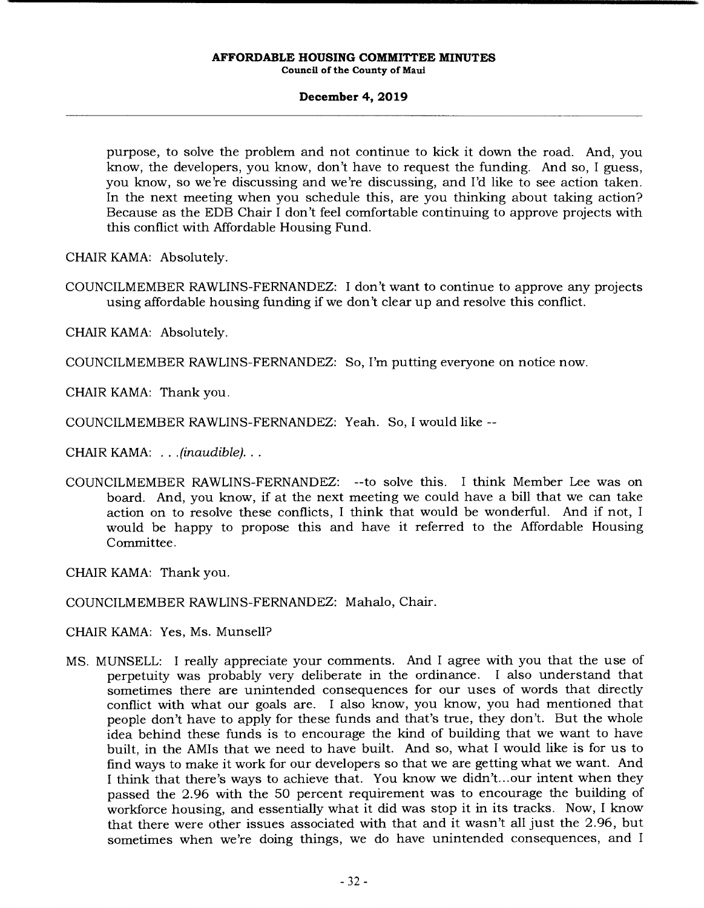purpose, to solve the problem and not continue to kick it down the road. And, you know, the developers, you know, don't have to request the funding. And so, I guess, you know, so we're discussing and we're discussing, and I'd like to see action taken. In the next meeting when you schedule this, are you thinking about taking action? Because as the EDB Chair I don't feel comfortable continuing to approve projects with this conflict with Affordable Housing Fund.

CHAIR KAMA: Absolutely.

COUNCILMEMBER RAWLINS-FERNANDEZ: I don't want to continue to approve any projects using affordable housing funding if we don't clear up and resolve this conflict.

CHAIR KAMA: Absolutely.

COUNCILMEMBER RAWLINS-FERNANDEZ: So, I'm putting everyone on notice now.

CHAIR KAMA: Thank you.

COUNCILMEMBER RAWLINS-FERNANDEZ: Yeah. So, I would like --

CHAIR KAMA: . . .*(inaudible)*. . .

COUNCILMEMBER RAWLINS-FERNANDEZ: --to solve this. I think Member Lee was on board. And, you know, if at the next meeting we could have a bill that we can take action on to resolve these conflicts, I think that would be wonderful. And if not, I would be happy to propose this and have it referred to the Affordable Housing Committee.

CHAIR KAMA: Thank you.

COUNCILMEMBER RAWLINS-FERNANDEZ: Mahalo, Chair.

CHAIR KAMA: Yes, Ms. Munsell?

MS. MUNSELL: I really appreciate your comments. And I agree with you that the use of perpetuity was probably very deliberate in the ordinance. I also understand that sometimes there are unintended consequences for our uses of words that directly conflict with what our goals are. I also know, you know, you had mentioned that people don't have to apply for these funds and that's true, they don't. But the whole idea behind these funds is to encourage the kind of building that we want to have built, in the AMIs that we need to have built. And so, what I would like is for us to find ways to make it work for our developers so that we are getting what we want. And I think that there's ways to achieve that. You know we didn't...our intent when they passed the 2.96 with the 50 percent requirement was to encourage the building of workforce housing, and essentially what it did was stop it in its tracks. Now, I know that there were other issues associated with that and it wasn't all just the 2.96, but sometimes when we're doing things, we do have unintended consequences, and I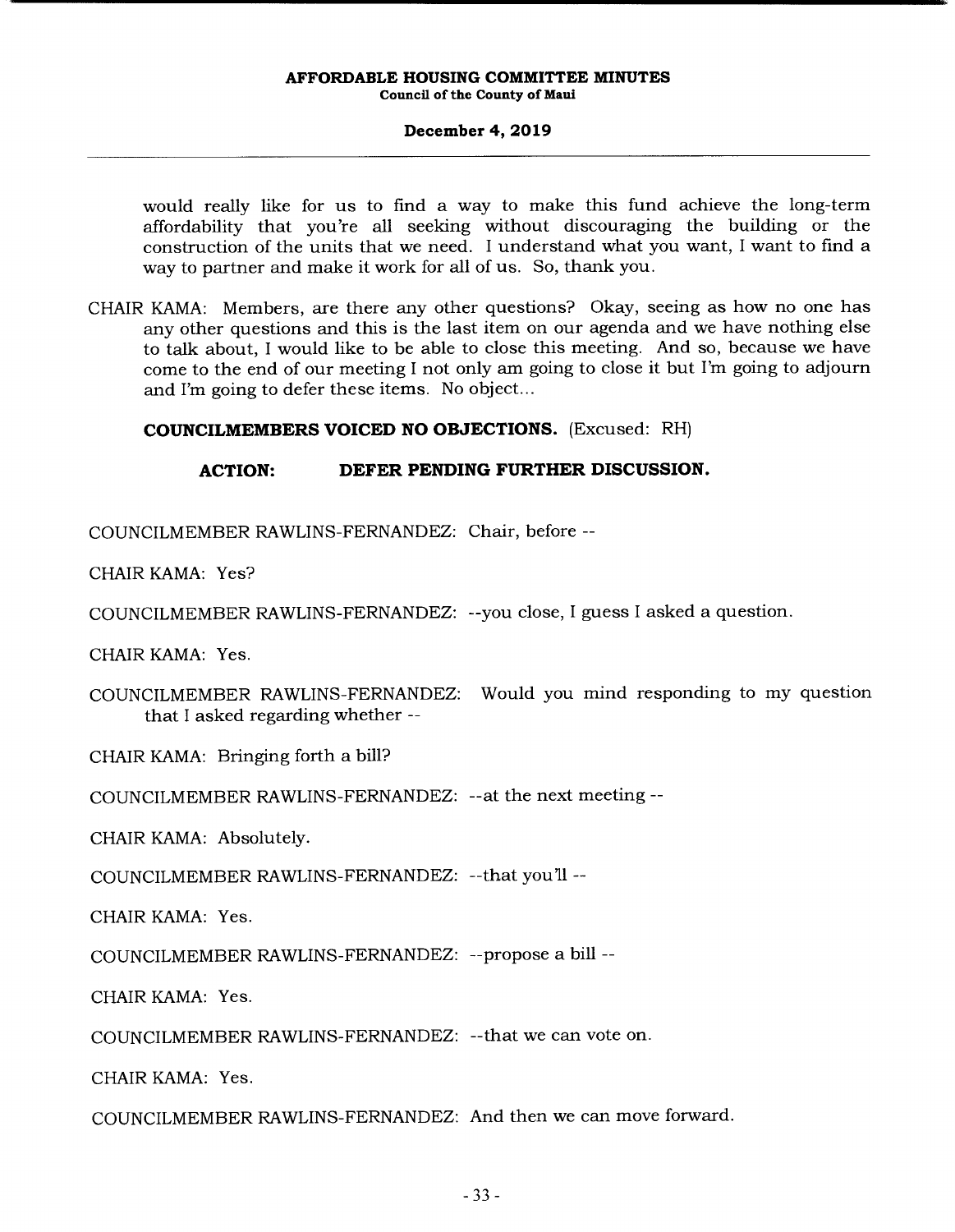would really like for us to find a way to make this fund achieve the long-term affordability that you're all seeking without discouraging the building or the construction of the units that we need. I understand what you want, I want to find a way to partner and make it work for all of us. So, thank you.

CHAIR KAMA: Members, are there any other questions? Okay, seeing as how no one has any other questions and this is the last item on our agenda and we have nothing else to talk about, I would like to be able to close this meeting. And so, because we have come to the end of our meeting I not only am going to close it but I'm going to adjourn and I'm going to defer these items. No object...

**COUNCILMEMBERS VOICED NO OBJECTIONS.** (Excused: RH)

**ACTION: DEFER PENDING FURTHER DISCUSSION.**

COUNCILMEMBER RAWLINS-FERNANDEZ: Chair, before --

CHAIR KAMA: Yes?

COUNCILMEMBER RAWLINS-FERNANDEZ: --you close, I guess I asked a question.

CHAIR KAMA: Yes.

COUNCILMEMBER RAWLINS-FERNANDEZ: Would you mind responding to my question that I asked regarding whether --

CHAIR KAMA: Bringing forth a bill?

COUNCILMEMBER RAWLINS-FERNANDEZ: --at the next meeting --

CHAIR KAMA: Absolutely.

COUNCILMEMBER RAWLINS-FERNANDEZ: --that you'll --

CHAIR KAMA: Yes.

COUNCILMEMBER RAWLINS-FERNANDEZ: --propose a bill --

CHAIR KAMA: Yes.

COUNCILMEMBER RAWLINS-FERNANDEZ: --that we can vote on.

CHAIR KAMA: Yes.

COUNCILMEMBER RAWLINS-FERNANDEZ: And then we can move forward.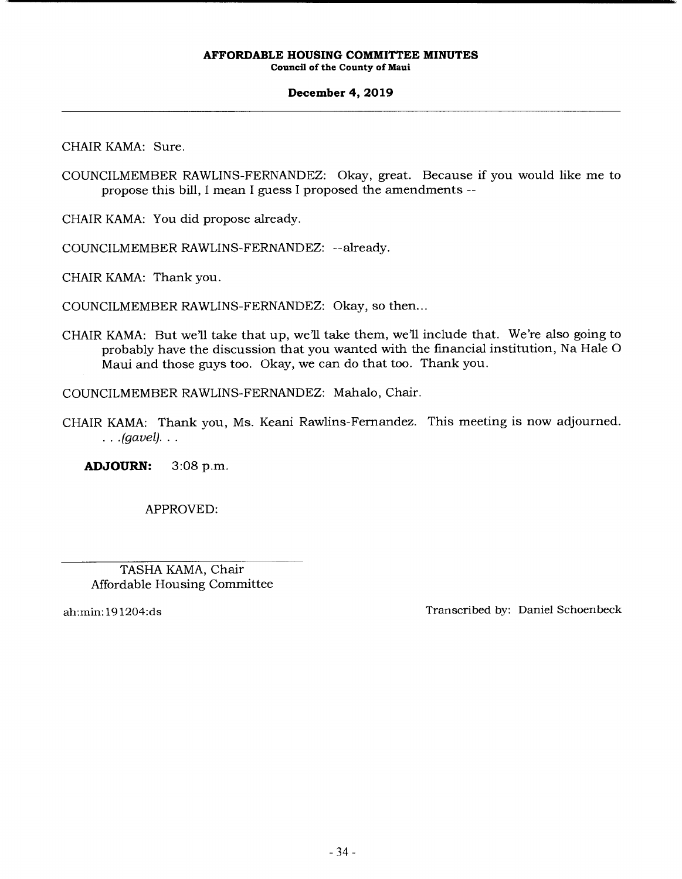CHAIR KAMA: Sure.

COUNCILMEMBER RAWLINS-FERNANDEZ: Okay, great. Because if you would like me to propose this bill, I mean I guess I proposed the amendments --

CHAIR KAMA: You did propose already.

COUNCILMEMBER RAWLINS-FERNANDEZ: --already.

CHAIR KAMA: Thank you.

COUNCILMEMBER RAWLINS-FERNANDEZ: Okay, so then...

CHAIR KAMA: But we'll take that up, we'll take them, we'll include that. We're also going to probably have the discussion that you wanted with the financial institution, Na Hale O Maui and those guys too. Okay, we can do that too. Thank you.

COUNCILMEMBER RAWLINS-FERNANDEZ: Mahalo, Chair.

CHAIR KAMA: Thank you, Ms. Keani Rawlins-Fernandez. This meeting is now adjourned. . . .*(gavel)*. . .

**ADJOURN:** 3:08 p.m.

APPROVED:

TASHA KAMA, Chair
Affordable Housing Committee

ah:min:191204:ds

Transcribed by: Daniel Schoenbeck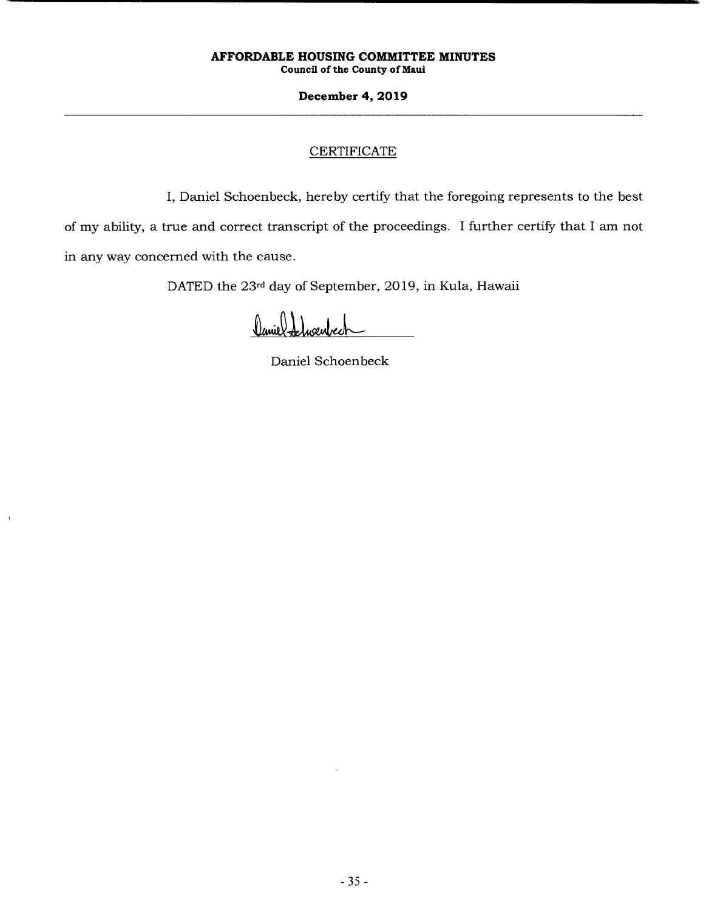**AFFORDABLE HOUSING COMMITTEE MINUTES**
**Council of the County of Maui**

**December 4, 2019**

---

## CERTIFICATE

I, Daniel Schoenbeck, hereby certify that the foregoing represents to the best of my ability, a true and correct transcript of the proceedings. I further certify that I am not in any way concerned with the cause.

DATED the 23rd day of September, 2019, in Kula, Hawaii

Daniel Schoenbeck